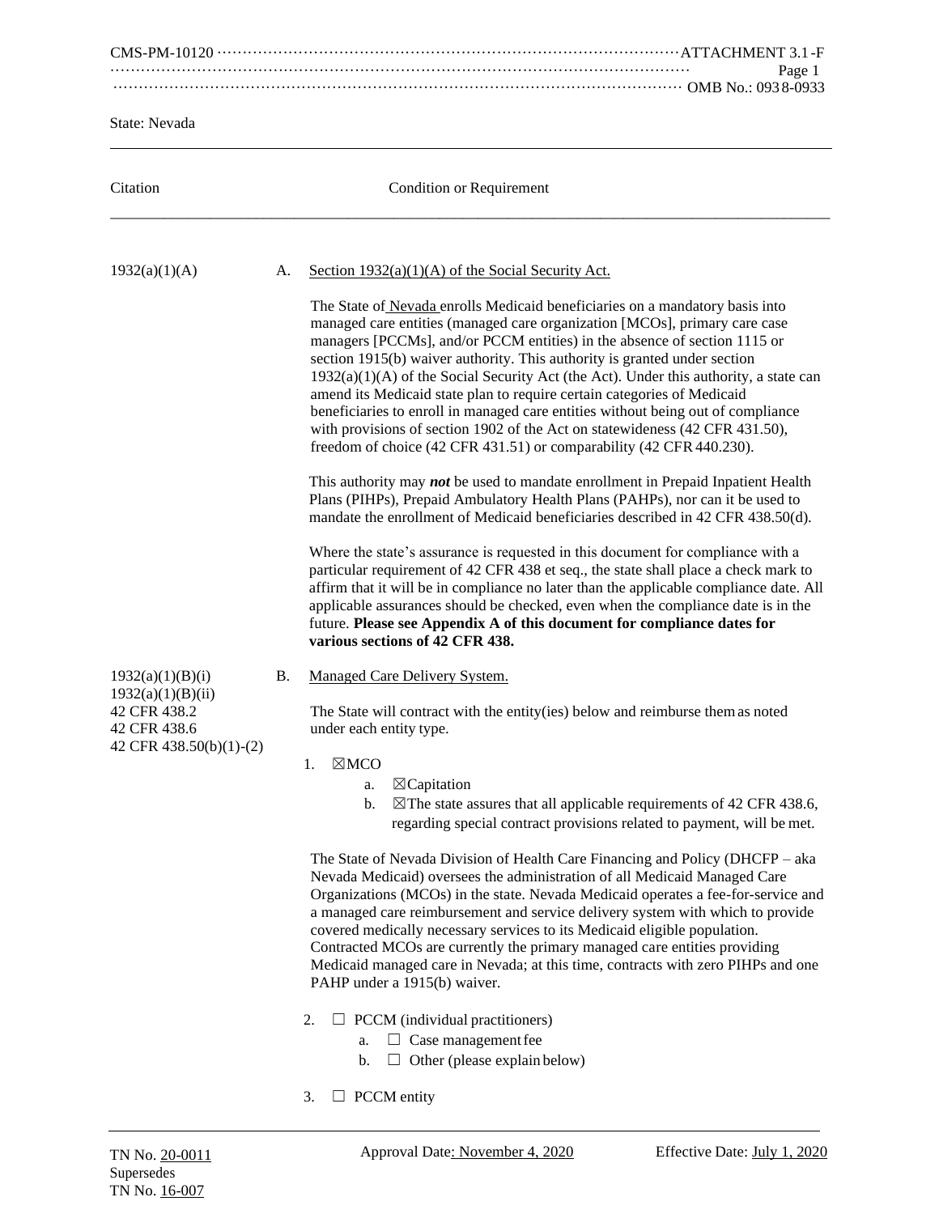CMS-PM-10120 ATTACHMENT 3.1-F

OMB No.: 0938-0933

State: Nevada

| Citation | Condition or Requirement |
|---|---|

1932(a)(1)(A)

A. Section 1932(a)(1)(A) of the Social Security Act.

The State of Nevada enrolls Medicaid beneficiaries on a mandatory basis into managed care entities (managed care organization [MCOs], primary care case managers [PCCMs], and/or PCCM entities) in the absence of section 1115 or section 1915(b) waiver authority. This authority is granted under section 1932(a)(1)(A) of the Social Security Act (the Act). Under this authority, a state can amend its Medicaid state plan to require certain categories of Medicaid beneficiaries to enroll in managed care entities without being out of compliance with provisions of section 1902 of the Act on statewideness (42 CFR 431.50), freedom of choice (42 CFR 431.51) or comparability (42 CFR 440.230).

This authority may ***not*** be used to mandate enrollment in Prepaid Inpatient Health Plans (PIHPs), Prepaid Ambulatory Health Plans (PAHPs), nor can it be used to mandate the enrollment of Medicaid beneficiaries described in 42 CFR 438.50(d).

Where the state's assurance is requested in this document for compliance with a particular requirement of 42 CFR 438 et seq., the state shall place a check mark to affirm that it will be in compliance no later than the applicable compliance date. All applicable assurances should be checked, even when the compliance date is in the future. **Please see Appendix A of this document for compliance dates for various sections of 42 CFR 438.**

1932(a)(1)(B)(i)
1932(a)(1)(B)(ii)
42 CFR 438.2
42 CFR 438.6
42 CFR 438.50(b)(1)-(2)

B. Managed Care Delivery System.

The State will contract with the entity(ies) below and reimburse them as noted under each entity type.

1. ☒ MCO
   a. ☒ Capitation
   b. ☒ The state assures that all applicable requirements of 42 CFR 438.6, regarding special contract provisions related to payment, will be met.

The State of Nevada Division of Health Care Financing and Policy (DHCFP – aka Nevada Medicaid) oversees the administration of all Medicaid Managed Care Organizations (MCOs) in the state. Nevada Medicaid operates a fee-for-service and a managed care reimbursement and service delivery system with which to provide covered medically necessary services to its Medicaid eligible population. Contracted MCOs are currently the primary managed care entities providing Medicaid managed care in Nevada; at this time, contracts with zero PIHPs and one PAHP under a 1915(b) waiver.

2. ☐ PCCM (individual practitioners)
   a. ☐ Case management fee
   b. ☐ Other (please explain below)

3. ☐ PCCM entity

TN No. 20-0011
Supersedes
TN No. 16-007

Approval Date: November 4, 2020 Effective Date: July 1, 2020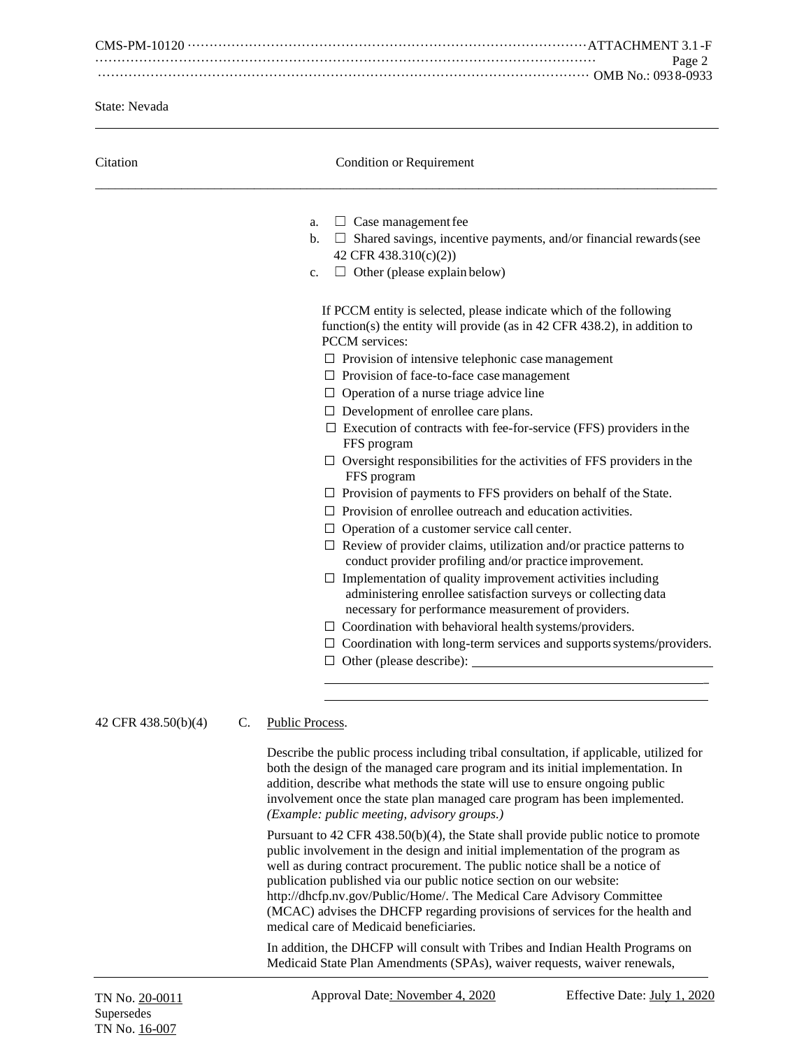State: Nevada

| Citation | Condition or Requirement |
|---|---|

a. ☐ Case management fee

b. ☐ Shared savings, incentive payments, and/or financial rewards (see 42 CFR 438.310(c)(2))

c. ☐ Other (please explain below)

If PCCM entity is selected, please indicate which of the following function(s) the entity will provide (as in 42 CFR 438.2), in addition to PCCM services:

- ☐ Provision of intensive telephonic case management
- ☐ Provision of face-to-face case management
- ☐ Operation of a nurse triage advice line
- ☐ Development of enrollee care plans.
- ☐ Execution of contracts with fee-for-service (FFS) providers in the FFS program
- ☐ Oversight responsibilities for the activities of FFS providers in the FFS program
- ☐ Provision of payments to FFS providers on behalf of the State.
- ☐ Provision of enrollee outreach and education activities.
- ☐ Operation of a customer service call center.
- ☐ Review of provider claims, utilization and/or practice patterns to conduct provider profiling and/or practice improvement.
- ☐ Implementation of quality improvement activities including administering enrollee satisfaction surveys or collecting data necessary for performance measurement of providers.
- ☐ Coordination with behavioral health systems/providers.
- ☐ Coordination with long-term services and supports systems/providers.
- ☐ Other (please describe): ____________________

42 CFR 438.50(b)(4) C. Public Process.

Describe the public process including tribal consultation, if applicable, utilized for both the design of the managed care program and its initial implementation. In addition, describe what methods the state will use to ensure ongoing public involvement once the state plan managed care program has been implemented. *(Example: public meeting, advisory groups.)*

Pursuant to 42 CFR 438.50(b)(4), the State shall provide public notice to promote public involvement in the design and initial implementation of the program as well as during contract procurement. The public notice shall be a notice of publication published via our public notice section on our website: http://dhcfp.nv.gov/Public/Home/. The Medical Care Advisory Committee (MCAC) advises the DHCFP regarding provisions of services for the health and medical care of Medicaid beneficiaries.

In addition, the DHCFP will consult with Tribes and Indian Health Programs on Medicaid State Plan Amendments (SPAs), waiver requests, waiver renewals,

TN No. 20-0011 Approval Date: November 4, 2020 Effective Date: July 1, 2020
Supersedes
TN No. 16-007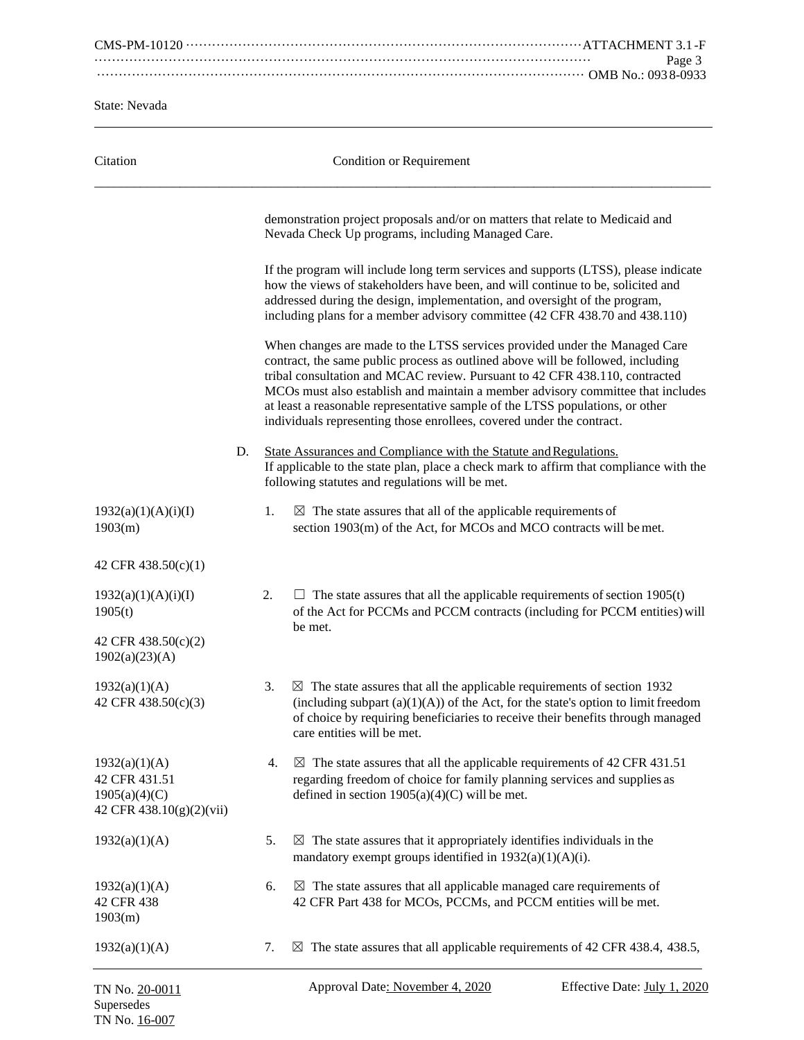State: Nevada

| Citation | | Condition or Requirement |
|---|---|---|
| | | demonstration project proposals and/or on matters that relate to Medicaid and Nevada Check Up programs, including Managed Care. |
| | | If the program will include long term services and supports (LTSS), please indicate how the views of stakeholders have been, and will continue to be, solicited and addressed during the design, implementation, and oversight of the program, including plans for a member advisory committee (42 CFR 438.70 and 438.110) |
| | | When changes are made to the LTSS services provided under the Managed Care contract, the same public process as outlined above will be followed, including tribal consultation and MCAC review. Pursuant to 42 CFR 438.110, contracted MCOs must also establish and maintain a member advisory committee that includes at least a reasonable representative sample of the LTSS populations, or other individuals representing those enrollees, covered under the contract. |
| | D. | <u>State Assurances and Compliance with the Statute and Regulations.</u> If applicable to the state plan, place a check mark to affirm that compliance with the following statutes and regulations will be met. |
| 1932(a)(1)(A)(i)(I)<br>1903(m)<br><br>42 CFR 438.50(c)(1) | 1. | ☒ The state assures that all of the applicable requirements of section 1903(m) of the Act, for MCOs and MCO contracts will be met. |
| 1932(a)(1)(A)(i)(I)<br>1905(t)<br><br>42 CFR 438.50(c)(2)<br>1902(a)(23)(A) | 2. | ☐ The state assures that all the applicable requirements of section 1905(t) of the Act for PCCMs and PCCM contracts (including for PCCM entities) will be met. |
| 1932(a)(1)(A)<br>42 CFR 438.50(c)(3) | 3. | ☒ The state assures that all the applicable requirements of section 1932 (including subpart (a)(1)(A)) of the Act, for the state's option to limit freedom of choice by requiring beneficiaries to receive their benefits through managed care entities will be met. |
| 1932(a)(1)(A)<br>42 CFR 431.51<br>1905(a)(4)(C)<br>42 CFR 438.10(g)(2)(vii) | 4. | ☒ The state assures that all the applicable requirements of 42 CFR 431.51 regarding freedom of choice for family planning services and supplies as defined in section 1905(a)(4)(C) will be met. |
| 1932(a)(1)(A) | 5. | ☒ The state assures that it appropriately identifies individuals in the mandatory exempt groups identified in 1932(a)(1)(A)(i). |
| 1932(a)(1)(A)<br>42 CFR 438<br>1903(m) | 6. | ☒ The state assures that all applicable managed care requirements of 42 CFR Part 438 for MCOs, PCCMs, and PCCM entities will be met. |
| 1932(a)(1)(A) | 7. | ☒ The state assures that all applicable requirements of 42 CFR 438.4, 438.5, |

TN No. <u>20-0011</u>
Supersedes
TN No. <u>16-007</u>

Approval Date: <u>November 4, 2020</u>

Effective Date: <u>July 1, 2020</u>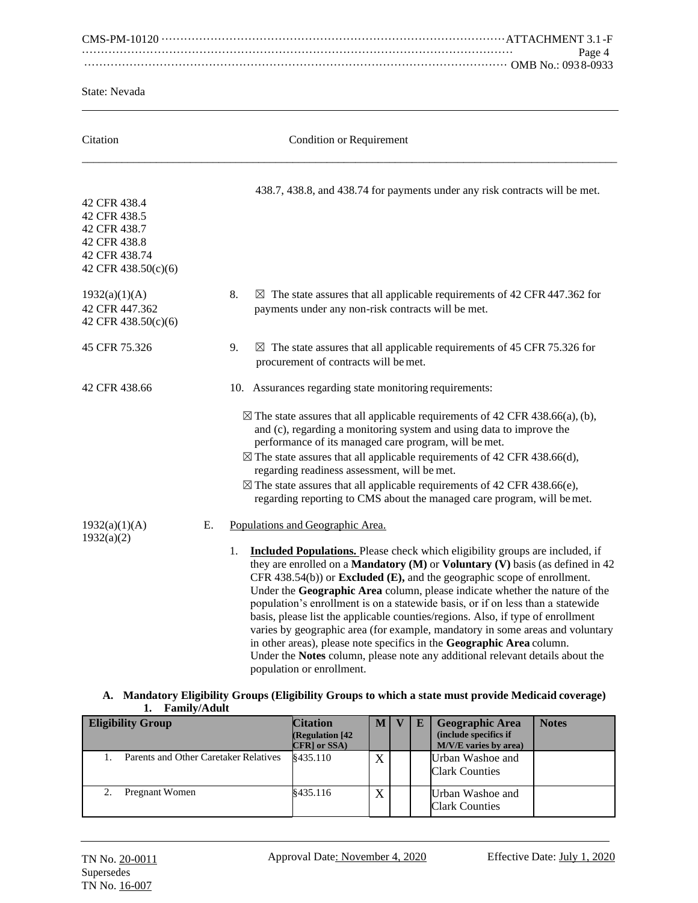State: Nevada

| Citation | Condition or Requirement |
|---|---|
| 42 CFR 438.4<br>42 CFR 438.5<br>42 CFR 438.7<br>42 CFR 438.8<br>42 CFR 438.74<br>42 CFR 438.50(c)(6) | 438.7, 438.8, and 438.74 for payments under any risk contracts will be met. |
| 1932(a)(1)(A)<br>42 CFR 447.362<br>42 CFR 438.50(c)(6) | 8. ☒ The state assures that all applicable requirements of 42 CFR 447.362 for payments under any non-risk contracts will be met. |
| 45 CFR 75.326 | 9. ☒ The state assures that all applicable requirements of 45 CFR 75.326 for procurement of contracts will be met. |
| 42 CFR 438.66 | 10. Assurances regarding state monitoring requirements:<br>☒ The state assures that all applicable requirements of 42 CFR 438.66(a), (b), and (c), regarding a monitoring system and using data to improve the performance of its managed care program, will be met.<br>☒ The state assures that all applicable requirements of 42 CFR 438.66(d), regarding readiness assessment, will be met.<br>☒ The state assures that all applicable requirements of 42 CFR 438.66(e), regarding reporting to CMS about the managed care program, will be met. |
| 1932(a)(1)(A)<br>1932(a)(2) | E. Populations and Geographic Area.<br>1. **Included Populations.** Please check which eligibility groups are included, if they are enrolled on a **Mandatory (M)** or **Voluntary (V)** basis (as defined in 42 CFR 438.54(b)) or **Excluded (E),** and the geographic scope of enrollment. Under the **Geographic Area** column, please indicate whether the nature of the population's enrollment is on a statewide basis, or if on less than a statewide basis, please list the applicable counties/regions. Also, if type of enrollment varies by geographic area (for example, mandatory in some areas and voluntary in other areas), please note specifics in the **Geographic Area** column. Under the **Notes** column, please note any additional relevant details about the population or enrollment. |

**A. Mandatory Eligibility Groups (Eligibility Groups to which a state must provide Medicaid coverage)**

**1. Family/Adult**

| Eligibility Group | Citation (Regulation [42 CFR] or SSA) | M | V | E | Geographic Area (include specifics if M/V/E varies by area) | Notes |
|---|---|---|---|---|---|---|
| 1. Parents and Other Caretaker Relatives | §435.110 | X | | | Urban Washoe and Clark Counties | |
| 2. Pregnant Women | §435.116 | X | | | Urban Washoe and Clark Counties | |

TN No. 20-0011
Supersedes
TN No. 16-007

Approval Date: November 4, 2020

Effective Date: July 1, 2020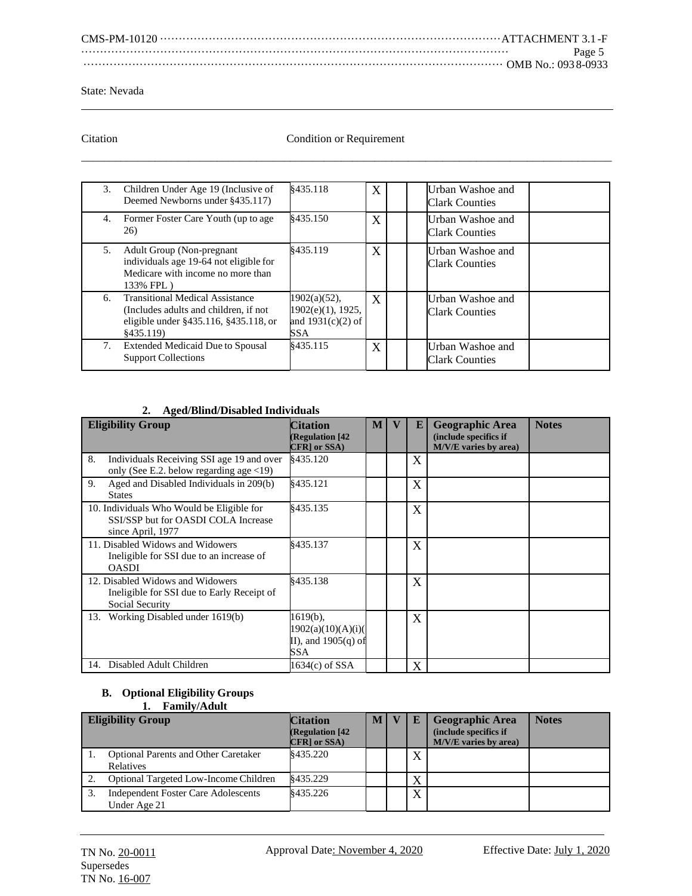State: Nevada

Citation | Condition or Requirement

| Eligibility Group | Citation (Regulation [42 CFR] or SSA) | M | V | E | Geographic Area (include specifics if M/V/E varies by area) | Notes |
|---|---|---|---|---|---|---|
| 3. Children Under Age 19 (Inclusive of Deemed Newborns under §435.117) | §435.118 | X | | | Urban Washoe and Clark Counties | |
| 4. Former Foster Care Youth (up to age 26) | §435.150 | X | | | Urban Washoe and Clark Counties | |
| 5. Adult Group (Non-pregnant individuals age 19-64 not eligible for Medicare with income no more than 133% FPL ) | §435.119 | X | | | Urban Washoe and Clark Counties | |
| 6. Transitional Medical Assistance (Includes adults and children, if not eligible under §435.116, §435.118, or §435.119) | 1902(a)(52), 1902(e)(1), 1925, and 1931(c)(2) of SSA | X | | | Urban Washoe and Clark Counties | |
| 7. Extended Medicaid Due to Spousal Support Collections | §435.115 | X | | | Urban Washoe and Clark Counties | |

**2. Aged/Blind/Disabled Individuals**

| Eligibility Group | Citation (Regulation [42 CFR] or SSA) | M | V | E | Geographic Area (include specifics if M/V/E varies by area) | Notes |
|---|---|---|---|---|---|---|
| 8. Individuals Receiving SSI age 19 and over only (See E.2. below regarding age <19) | §435.120 | | | X | | |
| 9. Aged and Disabled Individuals in 209(b) States | §435.121 | | | X | | |
| 10. Individuals Who Would be Eligible for SSI/SSP but for OASDI COLA Increase since April, 1977 | §435.135 | | | X | | |
| 11. Disabled Widows and Widowers Ineligible for SSI due to an increase of OASDI | §435.137 | | | X | | |
| 12. Disabled Widows and Widowers Ineligible for SSI due to Early Receipt of Social Security | §435.138 | | | X | | |
| 13. Working Disabled under 1619(b) | 1619(b), 1902(a)(10)(A)(i)(II), and 1905(q) of SSA | | | X | | |
| 14. Disabled Adult Children | 1634(c) of SSA | | | X | | |

**B. Optional Eligibility Groups**

**1. Family/Adult**

| Eligibility Group | Citation (Regulation [42 CFR] or SSA) | M | V | E | Geographic Area (include specifics if M/V/E varies by area) | Notes |
|---|---|---|---|---|---|---|
| 1. Optional Parents and Other Caretaker Relatives | §435.220 | | | X | | |
| 2. Optional Targeted Low-Income Children | §435.229 | | | X | | |
| 3. Independent Foster Care Adolescents Under Age 21 | §435.226 | | | X | | |

TN No. 20-0011 Supersedes TN No. 16-007 | Approval Date: November 4, 2020 | Effective Date: July 1, 2020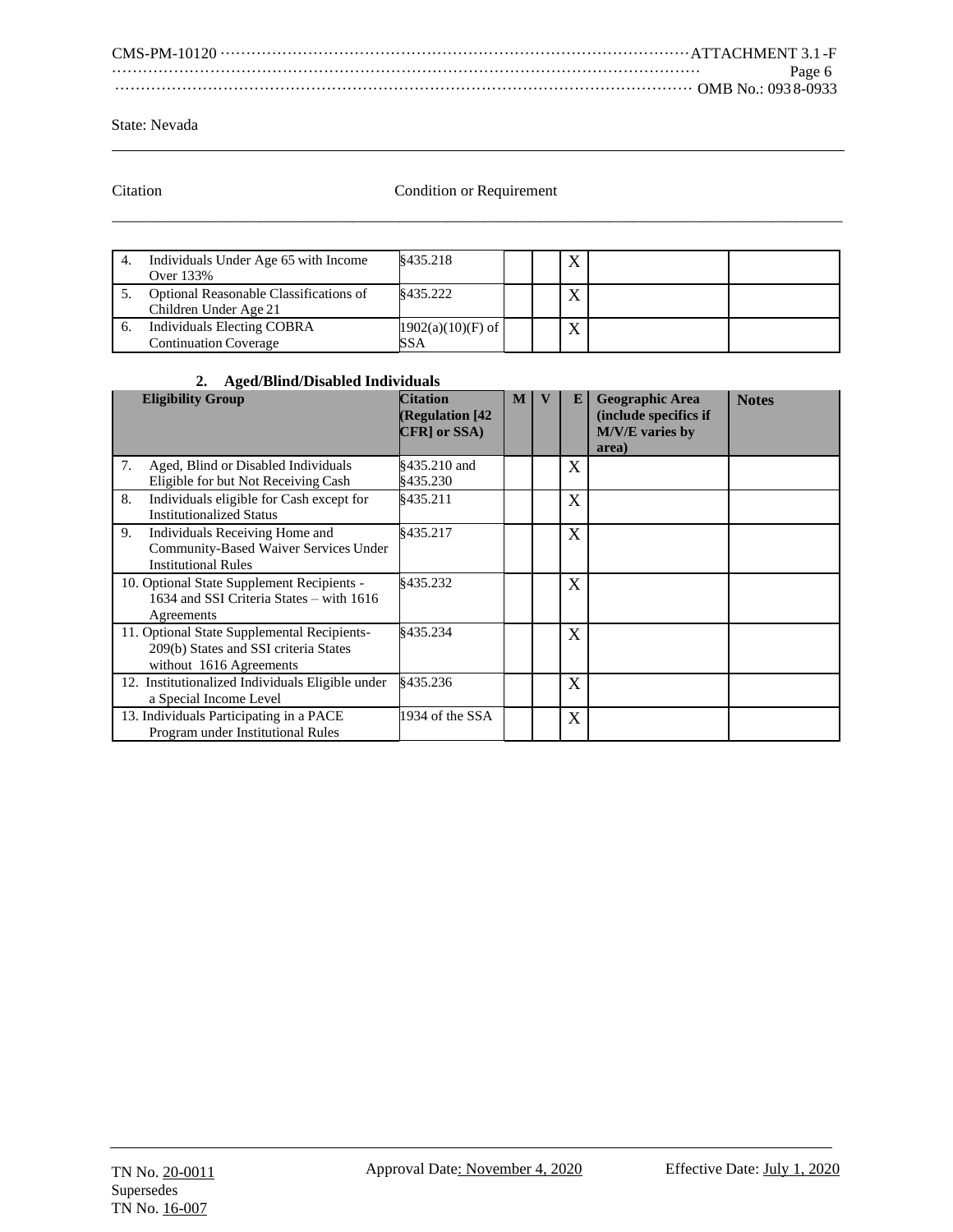State: Nevada

Citation | Condition or Requirement

| | | | | | | |
|---|---|---|---|---|---|---|
| 4. Individuals Under Age 65 with Income Over 133% | §435.218 | | | X | | |
| 5. Optional Reasonable Classifications of Children Under Age 21 | §435.222 | | | X | | |
| 6. Individuals Electing COBRA Continuation Coverage | 1902(a)(10)(F) of SSA | | | X | | |

**2. Aged/Blind/Disabled Individuals**

| Eligibility Group | Citation (Regulation [42 CFR] or SSA) | M | V | E | Geographic Area (include specifics if M/V/E varies by area) | Notes |
|---|---|---|---|---|---|---|
| 7. Aged, Blind or Disabled Individuals Eligible for but Not Receiving Cash | §435.210 and §435.230 | | | X | | |
| 8. Individuals eligible for Cash except for Institutionalized Status | §435.211 | | | X | | |
| 9. Individuals Receiving Home and Community-Based Waiver Services Under Institutional Rules | §435.217 | | | X | | |
| 10. Optional State Supplement Recipients - 1634 and SSI Criteria States – with 1616 Agreements | §435.232 | | | X | | |
| 11. Optional State Supplemental Recipients- 209(b) States and SSI criteria States without 1616 Agreements | §435.234 | | | X | | |
| 12. Institutionalized Individuals Eligible under a Special Income Level | §435.236 | | | X | | |
| 13. Individuals Participating in a PACE Program under Institutional Rules | 1934 of the SSA | | | X | | |

TN No. 20-0011
Supersedes
TN No. 16-007

Approval Date: November 4, 2020

Effective Date: July 1, 2020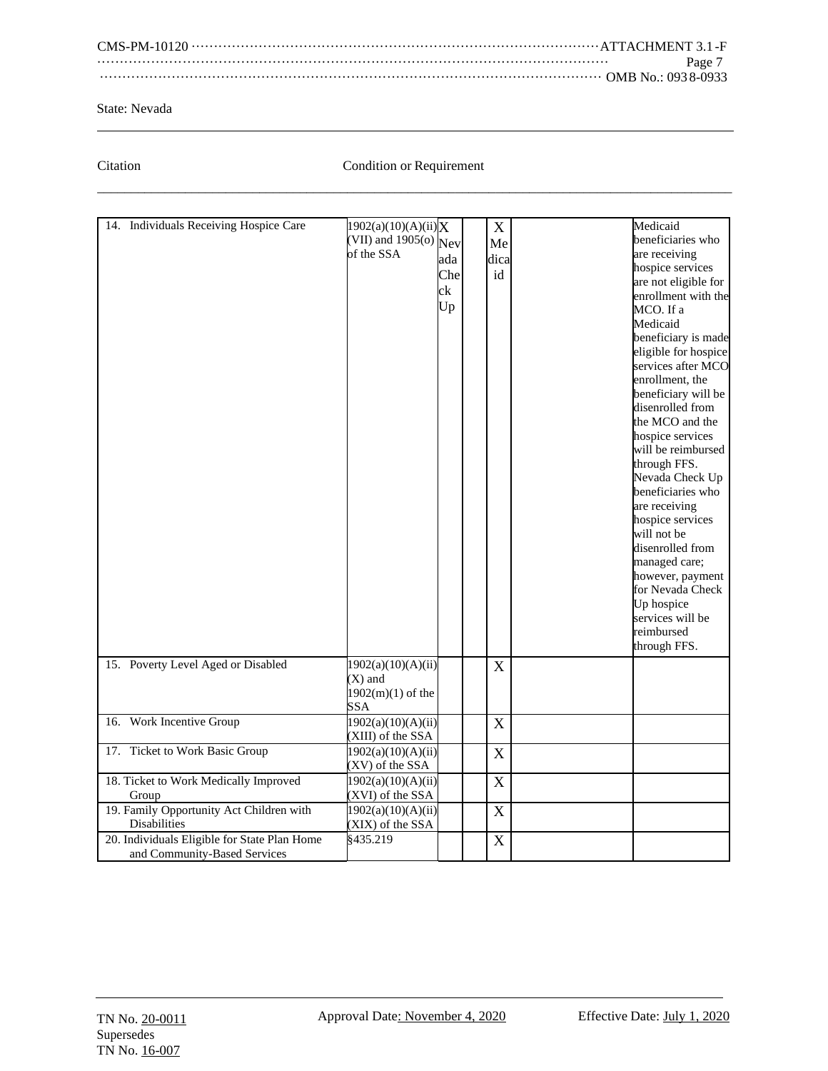State: Nevada

Citation | Condition or Requirement

| | | | | | | |
|---|---|---|---|---|---|---|
| 14. Individuals Receiving Hospice Care | 1902(a)(10)(A)(ii)(VII) and 1905(o) of the SSA | X Nevada Check Up | | X Medicaid | | Medicaid beneficiaries who are receiving hospice services are not eligible for enrollment with the MCO. If a Medicaid beneficiary is made eligible for hospice services after MCO enrollment, the beneficiary will be disenrolled from the MCO and the hospice services will be reimbursed through FFS. Nevada Check Up beneficiaries who are receiving hospice services will not be disenrolled from managed care; however, payment for Nevada Check Up hospice services will be reimbursed through FFS. |
| 15. Poverty Level Aged or Disabled | 1902(a)(10)(A)(ii)(X) and 1902(m)(1) of the SSA | | | X | | |
| 16. Work Incentive Group | 1902(a)(10)(A)(ii)(XIII) of the SSA | | | X | | |
| 17. Ticket to Work Basic Group | 1902(a)(10)(A)(ii)(XV) of the SSA | | | X | | |
| 18. Ticket to Work Medically Improved Group | 1902(a)(10)(A)(ii)(XVI) of the SSA | | | X | | |
| 19. Family Opportunity Act Children with Disabilities | 1902(a)(10)(A)(ii)(XIX) of the SSA | | | X | | |
| 20. Individuals Eligible for State Plan Home and Community-Based Services | §435.219 | | | X | | |

TN No. 20-0011
Supersedes
TN No. 16-007

Approval Date: November 4, 2020

Effective Date: July 1, 2020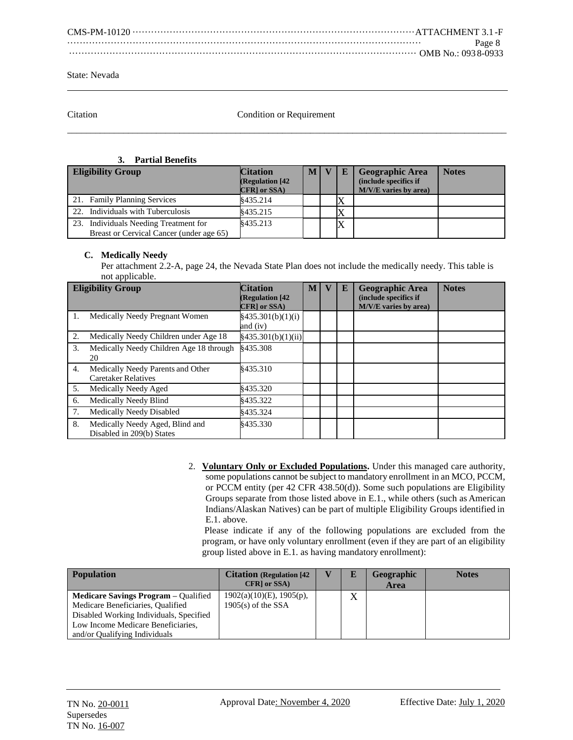State: Nevada

Citation Condition or Requirement

**3. Partial Benefits**

| Eligibility Group | Citation (Regulation [42 CFR] or SSA) | M | V | E | Geographic Area (include specifics if M/V/E varies by area) | Notes |
|---|---|---|---|---|---|---|
| 21. Family Planning Services | §435.214 | | | X | | |
| 22. Individuals with Tuberculosis | §435.215 | | | X | | |
| 23. Individuals Needing Treatment for Breast or Cervical Cancer (under age 65) | §435.213 | | | X | | |

**C. Medically Needy**

Per attachment 2.2-A, page 24, the Nevada State Plan does not include the medically needy. This table is not applicable.

| Eligibility Group | Citation (Regulation [42 CFR] or SSA) | M | V | E | Geographic Area (include specifics if M/V/E varies by area) | Notes |
|---|---|---|---|---|---|---|
| 1. Medically Needy Pregnant Women | §435.301(b)(1)(i) and (iv) | | | | | |
| 2. Medically Needy Children under Age 18 | §435.301(b)(1)(ii) | | | | | |
| 3. Medically Needy Children Age 18 through 20 | §435.308 | | | | | |
| 4. Medically Needy Parents and Other Caretaker Relatives | §435.310 | | | | | |
| 5. Medically Needy Aged | §435.320 | | | | | |
| 6. Medically Needy Blind | §435.322 | | | | | |
| 7. Medically Needy Disabled | §435.324 | | | | | |
| 8. Medically Needy Aged, Blind and Disabled in 209(b) States | §435.330 | | | | | |

2. **Voluntary Only or Excluded Populations.** Under this managed care authority, some populations cannot be subject to mandatory enrollment in an MCO, PCCM, or PCCM entity (per 42 CFR 438.50(d)). Some such populations are Eligibility Groups separate from those listed above in E.1., while others (such as American Indians/Alaskan Natives) can be part of multiple Eligibility Groups identified in E.1. above.

Please indicate if any of the following populations are excluded from the program, or have only voluntary enrollment (even if they are part of an eligibility group listed above in E.1. as having mandatory enrollment):

| Population | Citation (Regulation [42 CFR] or SSA) | V | E | Geographic Area | Notes |
|---|---|---|---|---|---|
| **Medicare Savings Program** – Qualified Medicare Beneficiaries, Qualified Disabled Working Individuals, Specified Low Income Medicare Beneficiaries, and/or Qualifying Individuals | 1902(a)(10)(E), 1905(p), 1905(s) of the SSA | | X | | |

TN No. 20-0011
Supersedes
TN No. 16-007

Approval Date: November 4, 2020

Effective Date: July 1, 2020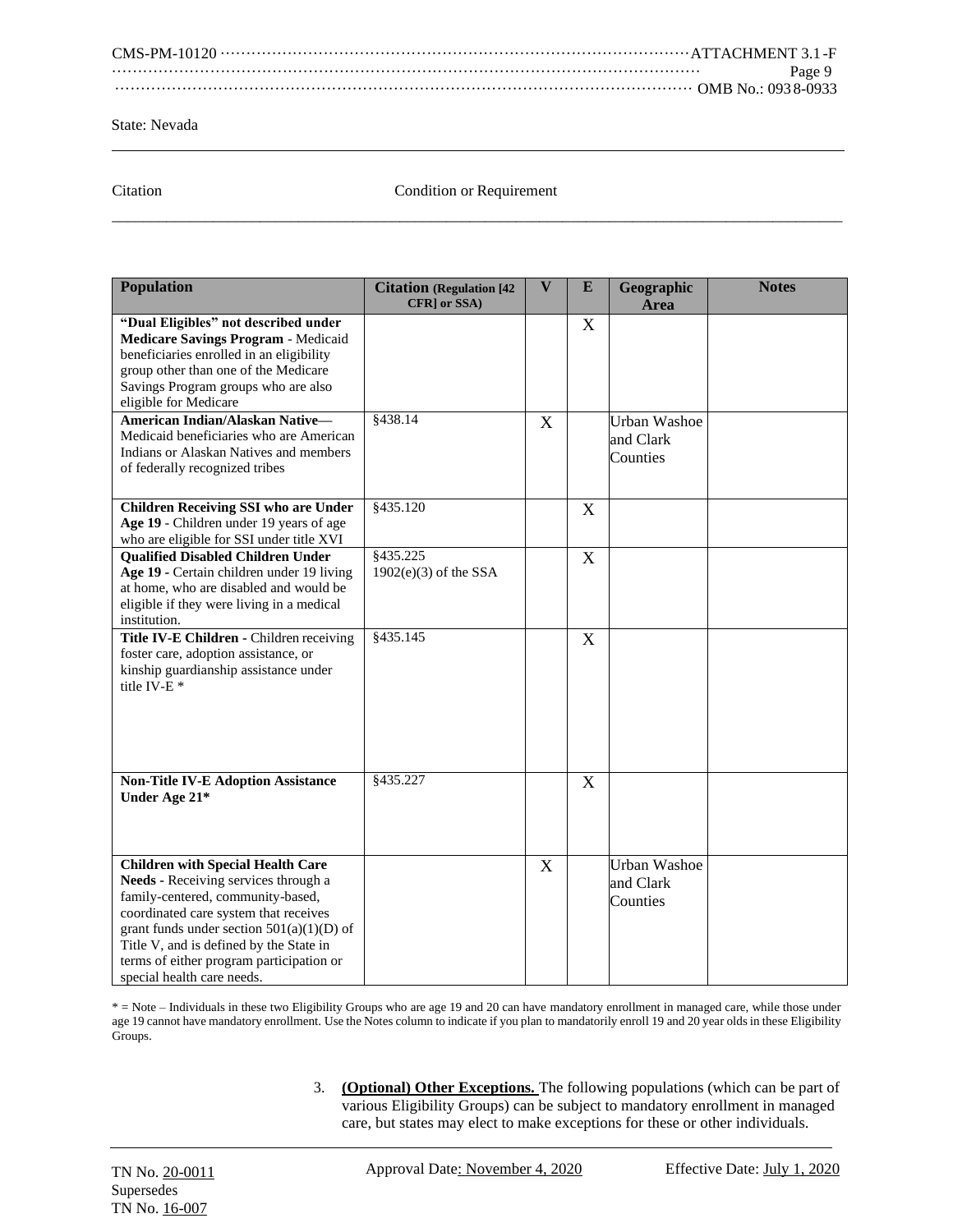State: Nevada

Citation Condition or Requirement

| Population | Citation (Regulation [42 CFR] or SSA) | V | E | Geographic Area | Notes |
|---|---|---|---|---|---|
| **"Dual Eligibles" not described under Medicare Savings Program** - Medicaid beneficiaries enrolled in an eligibility group other than one of the Medicare Savings Program groups who are also eligible for Medicare | | | X | | |
| **American Indian/Alaskan Native—** Medicaid beneficiaries who are American Indians or Alaskan Natives and members of federally recognized tribes | §438.14 | X | | Urban Washoe and Clark Counties | |
| **Children Receiving SSI who are Under Age 19** - Children under 19 years of age who are eligible for SSI under title XVI | §435.120 | | X | | |
| **Qualified Disabled Children Under Age 19** - Certain children under 19 living at home, who are disabled and would be eligible if they were living in a medical institution. | §435.225 1902(e)(3) of the SSA | | X | | |
| **Title IV-E Children** - Children receiving foster care, adoption assistance, or kinship guardianship assistance under title IV-E * | §435.145 | | X | | |
| **Non-Title IV-E Adoption Assistance Under Age 21*** | §435.227 | | X | | |
| **Children with Special Health Care Needs** - Receiving services through a family-centered, community-based, coordinated care system that receives grant funds under section 501(a)(1)(D) of Title V, and is defined by the State in terms of either program participation or special health care needs. | | X | | Urban Washoe and Clark Counties | |

* = Note – Individuals in these two Eligibility Groups who are age 19 and 20 can have mandatory enrollment in managed care, while those under age 19 cannot have mandatory enrollment. Use the Notes column to indicate if you plan to mandatorily enroll 19 and 20 year olds in these Eligibility Groups.

3. **(Optional) Other Exceptions.** The following populations (which can be part of various Eligibility Groups) can be subject to mandatory enrollment in managed care, but states may elect to make exceptions for these or other individuals.

TN No. 20-0011 Approval Date: November 4, 2020 Effective Date: July 1, 2020
Supersedes
TN No. 16-007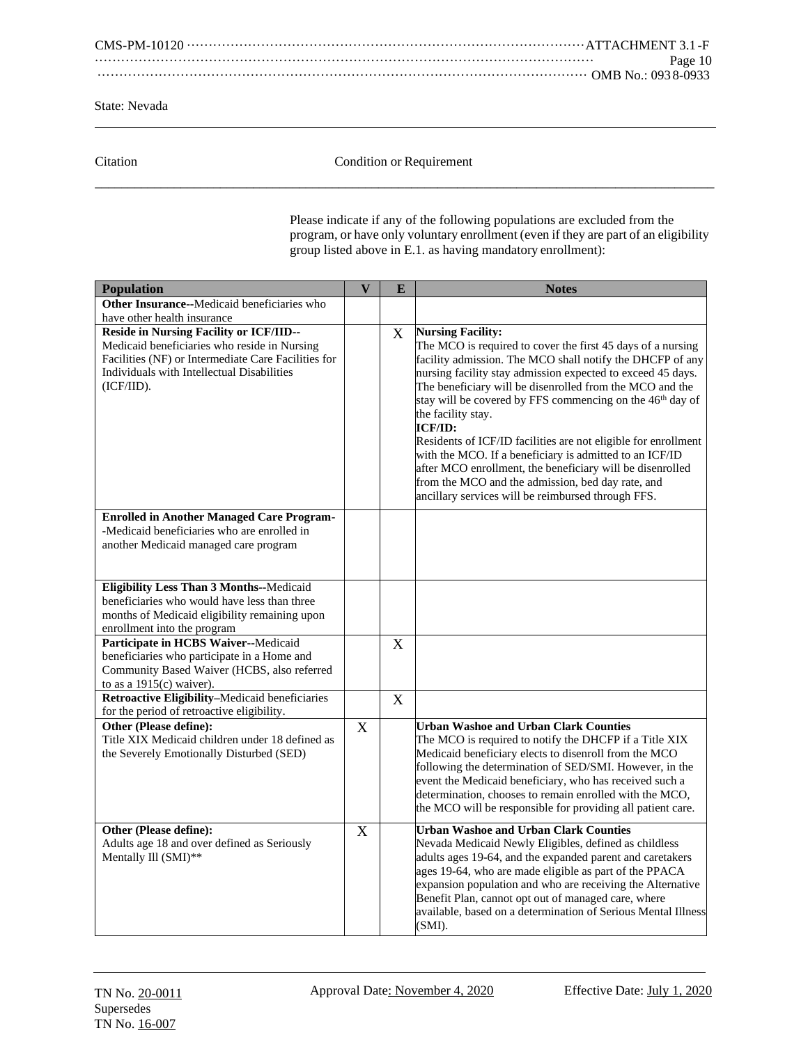State: Nevada

Citation Condition or Requirement

Please indicate if any of the following populations are excluded from the program, or have only voluntary enrollment (even if they are part of an eligibility group listed above in E.1. as having mandatory enrollment):

| Population | V | E | Notes |
|---|---|---|---|
| **Other Insurance--**Medicaid beneficiaries who have other health insurance | | | |
| **Reside in Nursing Facility or ICF/IID--** Medicaid beneficiaries who reside in Nursing Facilities (NF) or Intermediate Care Facilities for Individuals with Intellectual Disabilities (ICF/IID). | | X | **Nursing Facility:** The MCO is required to cover the first 45 days of a nursing facility admission. The MCO shall notify the DHCFP of any nursing facility stay admission expected to exceed 45 days. The beneficiary will be disenrolled from the MCO and the stay will be covered by FFS commencing on the 46th day of the facility stay. **ICF/ID:** Residents of ICF/ID facilities are not eligible for enrollment with the MCO. If a beneficiary is admitted to an ICF/ID after MCO enrollment, the beneficiary will be disenrolled from the MCO and the admission, bed day rate, and ancillary services will be reimbursed through FFS. |
| **Enrolled in Another Managed Care Program--**Medicaid beneficiaries who are enrolled in another Medicaid managed care program | | | |
| **Eligibility Less Than 3 Months--**Medicaid beneficiaries who would have less than three months of Medicaid eligibility remaining upon enrollment into the program | | | |
| **Participate in HCBS Waiver--**Medicaid beneficiaries who participate in a Home and Community Based Waiver (HCBS, also referred to as a 1915(c) waiver). | | X | |
| **Retroactive Eligibility**–Medicaid beneficiaries for the period of retroactive eligibility. | | X | |
| **Other (Please define):** Title XIX Medicaid children under 18 defined as the Severely Emotionally Disturbed (SED) | X | | **Urban Washoe and Urban Clark Counties** The MCO is required to notify the DHCFP if a Title XIX Medicaid beneficiary elects to disenroll from the MCO following the determination of SED/SMI. However, in the event the Medicaid beneficiary, who has received such a determination, chooses to remain enrolled with the MCO, the MCO will be responsible for providing all patient care. |
| **Other (Please define):** Adults age 18 and over defined as Seriously Mentally Ill (SMI)** | X | | **Urban Washoe and Urban Clark Counties** Nevada Medicaid Newly Eligibles, defined as childless adults ages 19-64, and the expanded parent and caretakers ages 19-64, who are made eligible as part of the PPACA expansion population and who are receiving the Alternative Benefit Plan, cannot opt out of managed care, where available, based on a determination of Serious Mental Illness (SMI). |

TN No. 20-0011
Supersedes
TN No. 16-007

Approval Date: November 4, 2020

Effective Date: July 1, 2020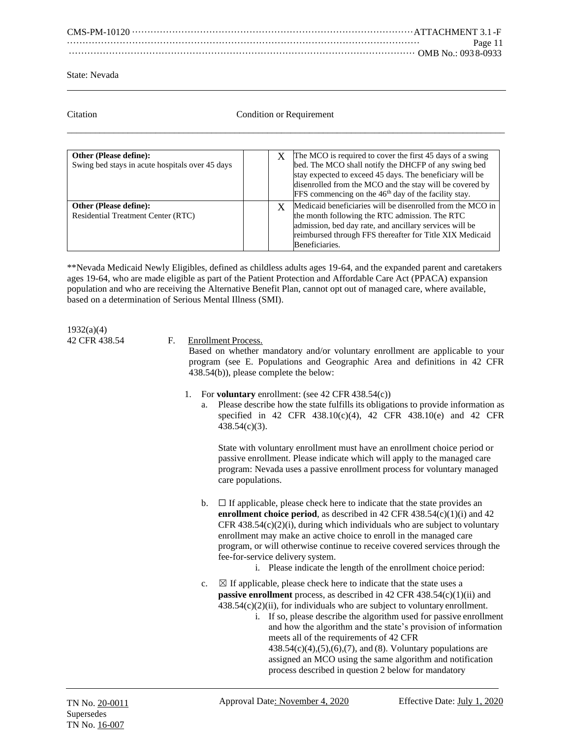State: Nevada

Citation Condition or Requirement

| | | | |
|---|---|---|---|
| **Other (Please define):** Swing bed stays in acute hospitals over 45 days | | X | The MCO is required to cover the first 45 days of a swing bed. The MCO shall notify the DHCFP of any swing bed stay expected to exceed 45 days. The beneficiary will be disenrolled from the MCO and the stay will be covered by FFS commencing on the 46th day of the facility stay. |
| **Other (Please define):** Residential Treatment Center (RTC) | | X | Medicaid beneficiaries will be disenrolled from the MCO in the month following the RTC admission. The RTC admission, bed day rate, and ancillary services will be reimbursed through FFS thereafter for Title XIX Medicaid Beneficiaries. |

**Nevada Medicaid Newly Eligibles, defined as childless adults ages 19-64, and the expanded parent and caretakers ages 19-64, who are made eligible as part of the Patient Protection and Affordable Care Act (PPACA) expansion population and who are receiving the Alternative Benefit Plan, cannot opt out of managed care, where available, based on a determination of Serious Mental Illness (SMI).

1932(a)(4)
42 CFR 438.54

F. Enrollment Process.

Based on whether mandatory and/or voluntary enrollment are applicable to your program (see E. Populations and Geographic Area and definitions in 42 CFR 438.54(b)), please complete the below:

1. For **voluntary** enrollment: (see 42 CFR 438.54(c))
   a. Please describe how the state fulfills its obligations to provide information as specified in 42 CFR 438.10(c)(4), 42 CFR 438.10(e) and 42 CFR 438.54(c)(3).

      State with voluntary enrollment must have an enrollment choice period or passive enrollment. Please indicate which will apply to the managed care program: Nevada uses a passive enrollment process for voluntary managed care populations.

   b. ☐ If applicable, please check here to indicate that the state provides an **enrollment choice period**, as described in 42 CFR 438.54(c)(1)(i) and 42 CFR 438.54(c)(2)(i), during which individuals who are subject to voluntary enrollment may make an active choice to enroll in the managed care program, or will otherwise continue to receive covered services through the fee-for-service delivery system.
      i. Please indicate the length of the enrollment choice period:

   c. ☒ If applicable, please check here to indicate that the state uses a **passive enrollment** process, as described in 42 CFR 438.54(c)(1)(ii) and 438.54(c)(2)(ii), for individuals who are subject to voluntary enrollment.
      i. If so, please describe the algorithm used for passive enrollment and how the algorithm and the state's provision of information meets all of the requirements of 42 CFR 438.54(c)(4),(5),(6),(7), and (8). Voluntary populations are assigned an MCO using the same algorithm and notification process described in question 2 below for mandatory

TN No. 20-0011
Supersedes
TN No. 16-007

Approval Date: November 4, 2020 Effective Date: July 1, 2020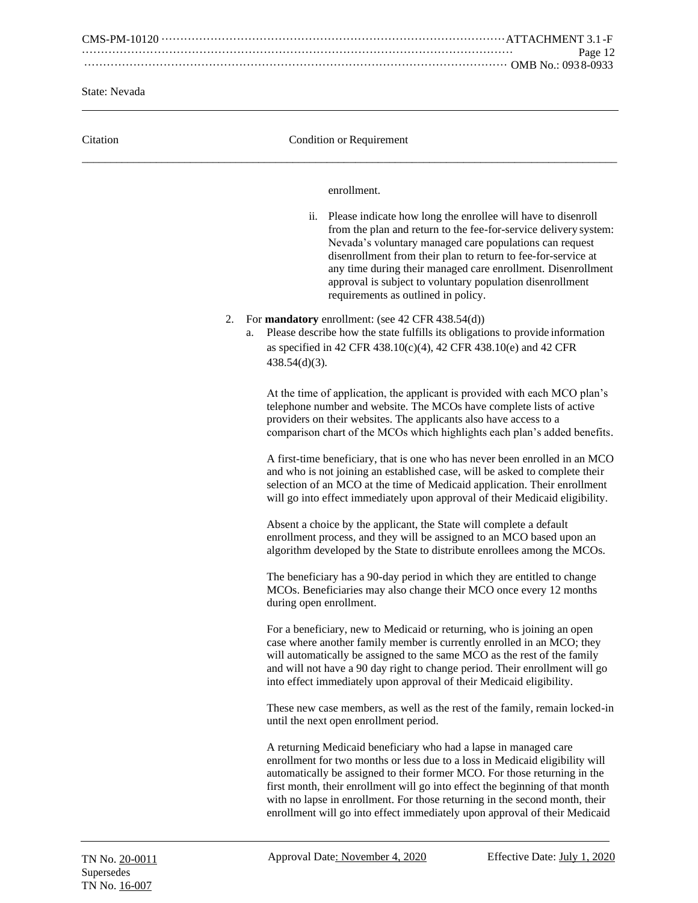State: Nevada

Citation | Condition or Requirement

enrollment.

ii. Please indicate how long the enrollee will have to disenroll from the plan and return to the fee-for-service delivery system: Nevada's voluntary managed care populations can request disenrollment from their plan to return to fee-for-service at any time during their managed care enrollment. Disenrollment approval is subject to voluntary population disenrollment requirements as outlined in policy.

2. For **mandatory** enrollment: (see 42 CFR 438.54(d))
   a. Please describe how the state fulfills its obligations to provide information as specified in 42 CFR 438.10(c)(4), 42 CFR 438.10(e) and 42 CFR 438.54(d)(3).

   At the time of application, the applicant is provided with each MCO plan's telephone number and website. The MCOs have complete lists of active providers on their websites. The applicants also have access to a comparison chart of the MCOs which highlights each plan's added benefits.

   A first-time beneficiary, that is one who has never been enrolled in an MCO and who is not joining an established case, will be asked to complete their selection of an MCO at the time of Medicaid application. Their enrollment will go into effect immediately upon approval of their Medicaid eligibility.

   Absent a choice by the applicant, the State will complete a default enrollment process, and they will be assigned to an MCO based upon an algorithm developed by the State to distribute enrollees among the MCOs.

   The beneficiary has a 90-day period in which they are entitled to change MCOs. Beneficiaries may also change their MCO once every 12 months during open enrollment.

   For a beneficiary, new to Medicaid or returning, who is joining an open case where another family member is currently enrolled in an MCO; they will automatically be assigned to the same MCO as the rest of the family and will not have a 90 day right to change period. Their enrollment will go into effect immediately upon approval of their Medicaid eligibility.

   These new case members, as well as the rest of the family, remain locked-in until the next open enrollment period.

   A returning Medicaid beneficiary who had a lapse in managed care enrollment for two months or less due to a loss in Medicaid eligibility will automatically be assigned to their former MCO. For those returning in the first month, their enrollment will go into effect the beginning of that month with no lapse in enrollment. For those returning in the second month, their enrollment will go into effect immediately upon approval of their Medicaid

TN No. 20-0011
Supersedes
TN No. 16-007

Approval Date: November 4, 2020

Effective Date: July 1, 2020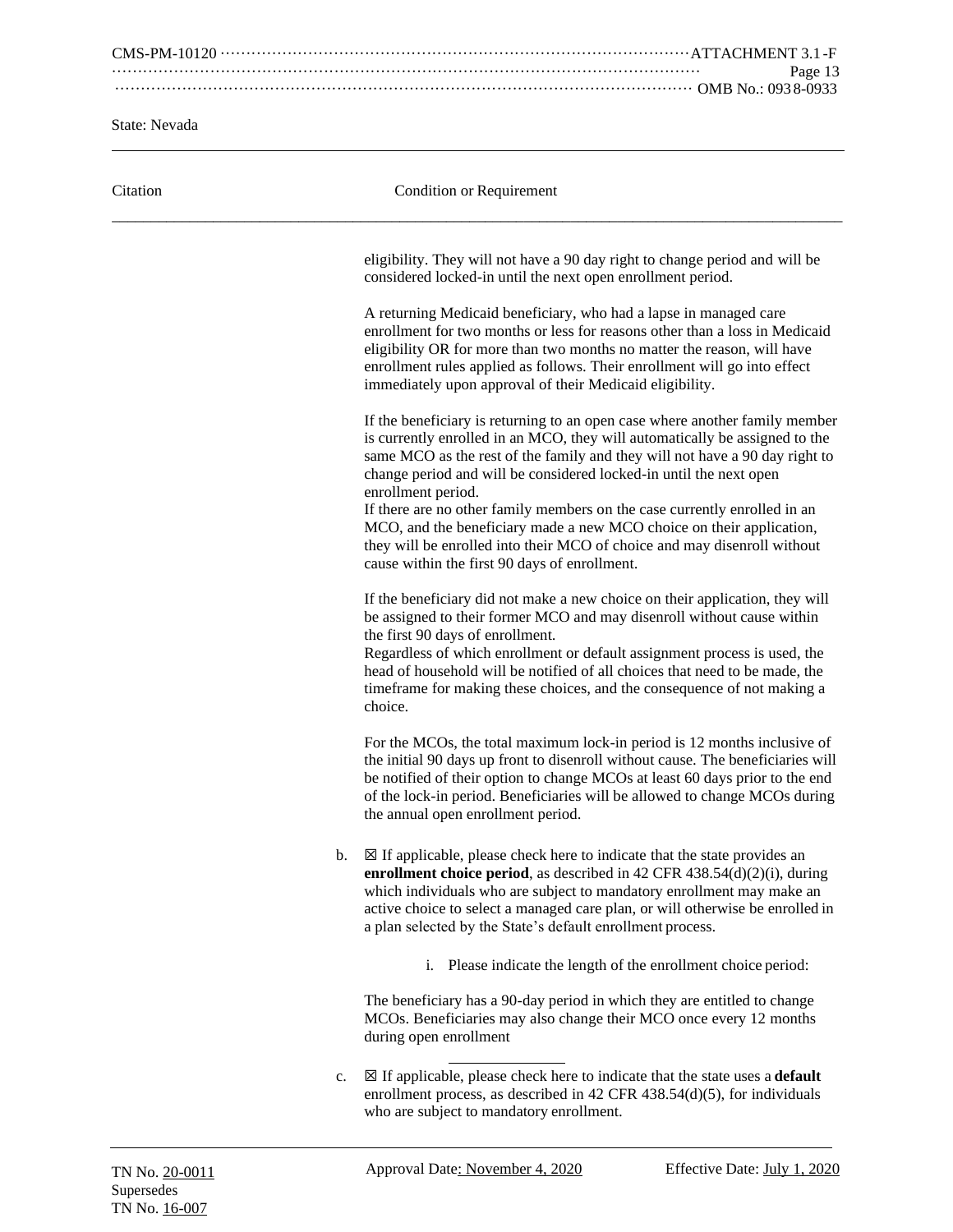State: Nevada

| Citation | Condition or Requirement |
|---|---|

eligibility. They will not have a 90 day right to change period and will be considered locked-in until the next open enrollment period.

A returning Medicaid beneficiary, who had a lapse in managed care enrollment for two months or less for reasons other than a loss in Medicaid eligibility OR for more than two months no matter the reason, will have enrollment rules applied as follows. Their enrollment will go into effect immediately upon approval of their Medicaid eligibility.

If the beneficiary is returning to an open case where another family member is currently enrolled in an MCO, they will automatically be assigned to the same MCO as the rest of the family and they will not have a 90 day right to change period and will be considered locked-in until the next open enrollment period.
If there are no other family members on the case currently enrolled in an MCO, and the beneficiary made a new MCO choice on their application, they will be enrolled into their MCO of choice and may disenroll without cause within the first 90 days of enrollment.

If the beneficiary did not make a new choice on their application, they will be assigned to their former MCO and may disenroll without cause within the first 90 days of enrollment.
Regardless of which enrollment or default assignment process is used, the head of household will be notified of all choices that need to be made, the timeframe for making these choices, and the consequence of not making a choice.

For the MCOs, the total maximum lock-in period is 12 months inclusive of the initial 90 days up front to disenroll without cause. The beneficiaries will be notified of their option to change MCOs at least 60 days prior to the end of the lock-in period. Beneficiaries will be allowed to change MCOs during the annual open enrollment period.

b. ☒ If applicable, please check here to indicate that the state provides an **enrollment choice period**, as described in 42 CFR 438.54(d)(2)(i), during which individuals who are subject to mandatory enrollment may make an active choice to select a managed care plan, or will otherwise be enrolled in a plan selected by the State's default enrollment process.

i. Please indicate the length of the enrollment choice period:

The beneficiary has a 90-day period in which they are entitled to change MCOs. Beneficiaries may also change their MCO once every 12 months during open enrollment

c. ☒ If applicable, please check here to indicate that the state uses a **default** enrollment process, as described in 42 CFR 438.54(d)(5), for individuals who are subject to mandatory enrollment.

TN No. 20-0011
Supersedes
TN No. 16-007

Approval Date: November 4, 2020 Effective Date: July 1, 2020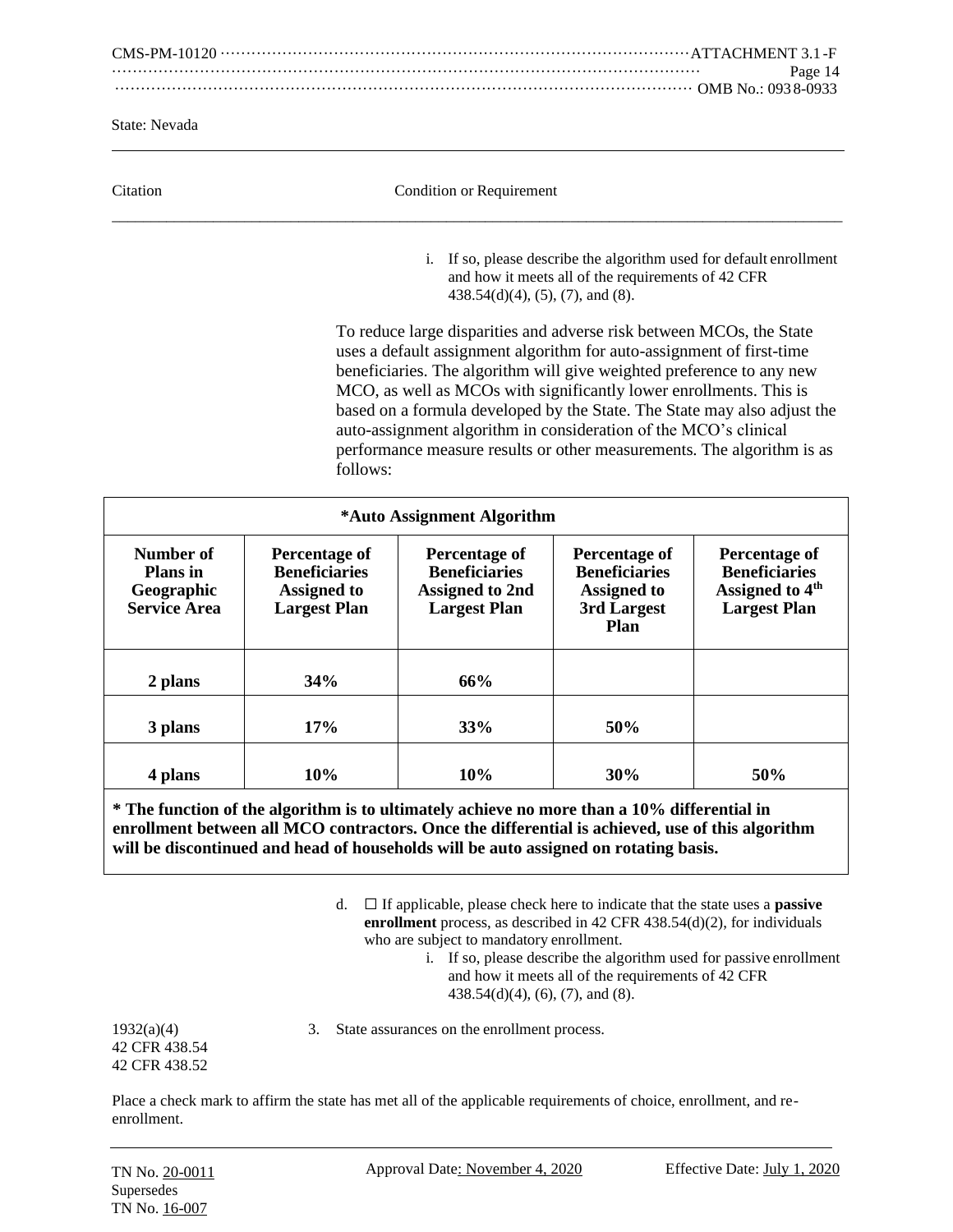State: Nevada

Citation | Condition or Requirement

i. If so, please describe the algorithm used for default enrollment and how it meets all of the requirements of 42 CFR 438.54(d)(4), (5), (7), and (8).

To reduce large disparities and adverse risk between MCOs, the State uses a default assignment algorithm for auto-assignment of first-time beneficiaries. The algorithm will give weighted preference to any new MCO, as well as MCOs with significantly lower enrollments. This is based on a formula developed by the State. The State may also adjust the auto-assignment algorithm in consideration of the MCO's clinical performance measure results or other measurements. The algorithm is as follows:

| **\*Auto Assignment Algorithm** | | | | |
|---|---|---|---|---|
| **Number of Plans in Geographic Service Area** | **Percentage of Beneficiaries Assigned to Largest Plan** | **Percentage of Beneficiaries Assigned to 2nd Largest Plan** | **Percentage of Beneficiaries Assigned to 3rd Largest Plan** | **Percentage of Beneficiaries Assigned to 4th Largest Plan** |
| **2 plans** | **34%** | **66%** | | |
| **3 plans** | **17%** | **33%** | **50%** | |
| **4 plans** | **10%** | **10%** | **30%** | **50%** |

**\* The function of the algorithm is to ultimately achieve no more than a 10% differential in enrollment between all MCO contractors. Once the differential is achieved, use of this algorithm will be discontinued and head of households will be auto assigned on rotating basis.**

d. ☐ If applicable, please check here to indicate that the state uses a **passive enrollment** process, as described in 42 CFR 438.54(d)(2), for individuals who are subject to mandatory enrollment.

   i. If so, please describe the algorithm used for passive enrollment and how it meets all of the requirements of 42 CFR 438.54(d)(4), (6), (7), and (8).

1932(a)(4)
42 CFR 438.54
42 CFR 438.52

3. State assurances on the enrollment process.

Place a check mark to affirm the state has met all of the applicable requirements of choice, enrollment, and re-enrollment.

TN No. 20-0011 Approval Date: November 4, 2020 Effective Date: July 1, 2020
Supersedes
TN No. 16-007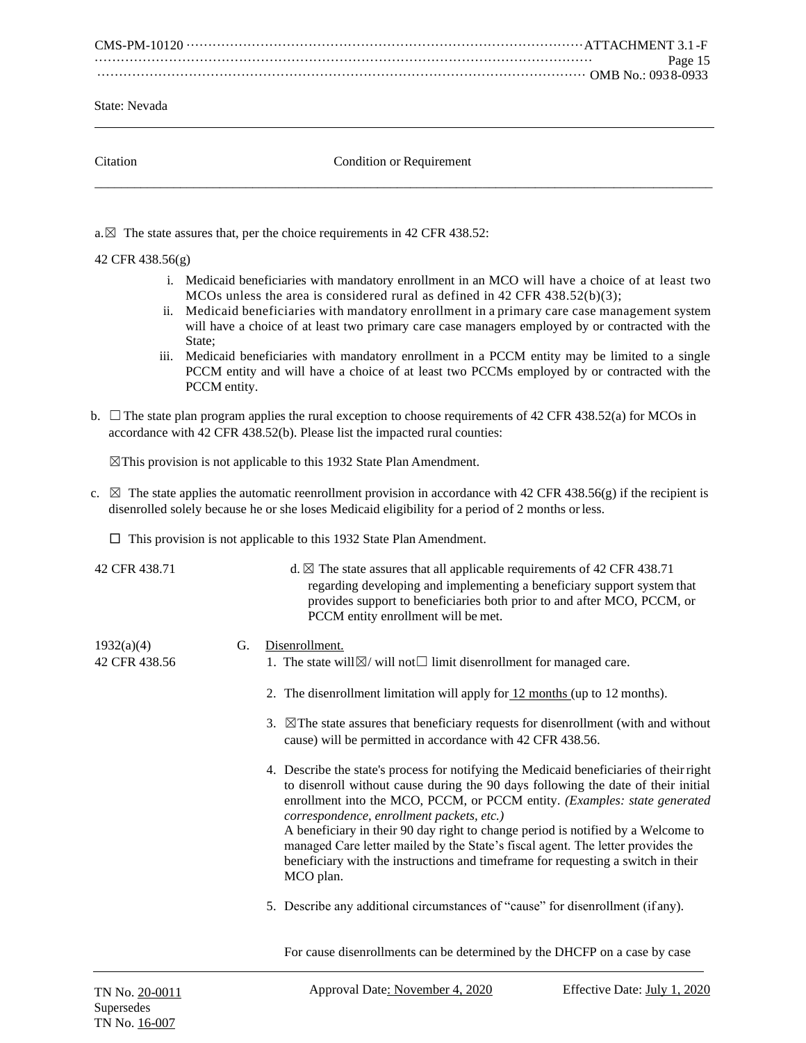State: Nevada

Citation | Condition or Requirement

a. ☒ The state assures that, per the choice requirements in 42 CFR 438.52:

42 CFR 438.56(g)

i. Medicaid beneficiaries with mandatory enrollment in an MCO will have a choice of at least two MCOs unless the area is considered rural as defined in 42 CFR 438.52(b)(3);
ii. Medicaid beneficiaries with mandatory enrollment in a primary care case management system will have a choice of at least two primary care case managers employed by or contracted with the State;
iii. Medicaid beneficiaries with mandatory enrollment in a PCCM entity may be limited to a single PCCM entity and will have a choice of at least two PCCMs employed by or contracted with the PCCM entity.

b. ☐ The state plan program applies the rural exception to choose requirements of 42 CFR 438.52(a) for MCOs in accordance with 42 CFR 438.52(b). Please list the impacted rural counties:

☒This provision is not applicable to this 1932 State Plan Amendment.

c. ☒ The state applies the automatic reenrollment provision in accordance with 42 CFR 438.56(g) if the recipient is disenrolled solely because he or she loses Medicaid eligibility for a period of 2 months or less.

☐ This provision is not applicable to this 1932 State Plan Amendment.

42 CFR 438.71

d. ☒ The state assures that all applicable requirements of 42 CFR 438.71 regarding developing and implementing a beneficiary support system that provides support to beneficiaries both prior to and after MCO, PCCM, or PCCM entity enrollment will be met.

1932(a)(4)
42 CFR 438.56

G. Disenrollment.

1. The state will☒/ will not☐ limit disenrollment for managed care.
2. The disenrollment limitation will apply for 12 months (up to 12 months).
3. ☒The state assures that beneficiary requests for disenrollment (with and without cause) will be permitted in accordance with 42 CFR 438.56.
4. Describe the state's process for notifying the Medicaid beneficiaries of their right to disenroll without cause during the 90 days following the date of their initial enrollment into the MCO, PCCM, or PCCM entity. *(Examples: state generated correspondence, enrollment packets, etc.)*
   A beneficiary in their 90 day right to change period is notified by a Welcome to managed Care letter mailed by the State's fiscal agent. The letter provides the beneficiary with the instructions and timeframe for requesting a switch in their MCO plan.
5. Describe any additional circumstances of "cause" for disenrollment (if any).

   For cause disenrollments can be determined by the DHCFP on a case by case

TN No. 20-0011
Supersedes
TN No. 16-007

Approval Date: November 4, 2020

Effective Date: July 1, 2020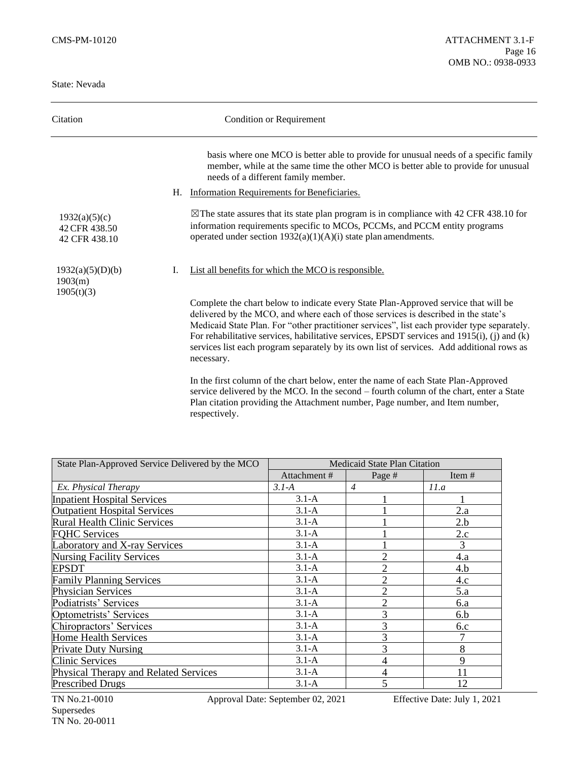State: Nevada

| Citation | Condition or Requirement |
|---|---|

basis where one MCO is better able to provide for unusual needs of a specific family member, while at the same time the other MCO is better able to provide for unusual needs of a different family member.

H. Information Requirements for Beneficiaries.

1932(a)(5)(c)
42 CFR 438.50
42 CFR 438.10

☒The state assures that its state plan program is in compliance with 42 CFR 438.10 for information requirements specific to MCOs, PCCMs, and PCCM entity programs operated under section 1932(a)(1)(A)(i) state plan amendments.

1932(a)(5)(D)(b)
1903(m)
1905(t)(3)

I. List all benefits for which the MCO is responsible.

Complete the chart below to indicate every State Plan-Approved service that will be delivered by the MCO, and where each of those services is described in the state's Medicaid State Plan. For "other practitioner services", list each provider type separately. For rehabilitative services, habilitative services, EPSDT services and 1915(i), (j) and (k) services list each program separately by its own list of services. Add additional rows as necessary.

In the first column of the chart below, enter the name of each State Plan-Approved service delivered by the MCO. In the second – fourth column of the chart, enter a State Plan citation providing the Attachment number, Page number, and Item number, respectively.

| State Plan-Approved Service Delivered by the MCO | Medicaid State Plan Citation | | |
|---|---|---|---|
| | Attachment # | Page # | Item # |
| *Ex. Physical Therapy* | *3.1-A* | *4* | *11.a* |
| Inpatient Hospital Services | 3.1-A | 1 | 1 |
| Outpatient Hospital Services | 3.1-A | 1 | 2.a |
| Rural Health Clinic Services | 3.1-A | 1 | 2.b |
| FQHC Services | 3.1-A | 1 | 2.c |
| Laboratory and X-ray Services | 3.1-A | 1 | 3 |
| Nursing Facility Services | 3.1-A | 2 | 4.a |
| EPSDT | 3.1-A | 2 | 4.b |
| Family Planning Services | 3.1-A | 2 | 4.c |
| Physician Services | 3.1-A | 2 | 5.a |
| Podiatrists' Services | 3.1-A | 2 | 6.a |
| Optometrists' Services | 3.1-A | 3 | 6.b |
| Chiropractors' Services | 3.1-A | 3 | 6.c |
| Home Health Services | 3.1-A | 3 | 7 |
| Private Duty Nursing | 3.1-A | 3 | 8 |
| Clinic Services | 3.1-A | 4 | 9 |
| Physical Therapy and Related Services | 3.1-A | 4 | 11 |
| Prescribed Drugs | 3.1-A | 5 | 12 |

TN No.21-0010 Approval Date: September 02, 2021 Effective Date: July 1, 2021
Supersedes
TN No. 20-0011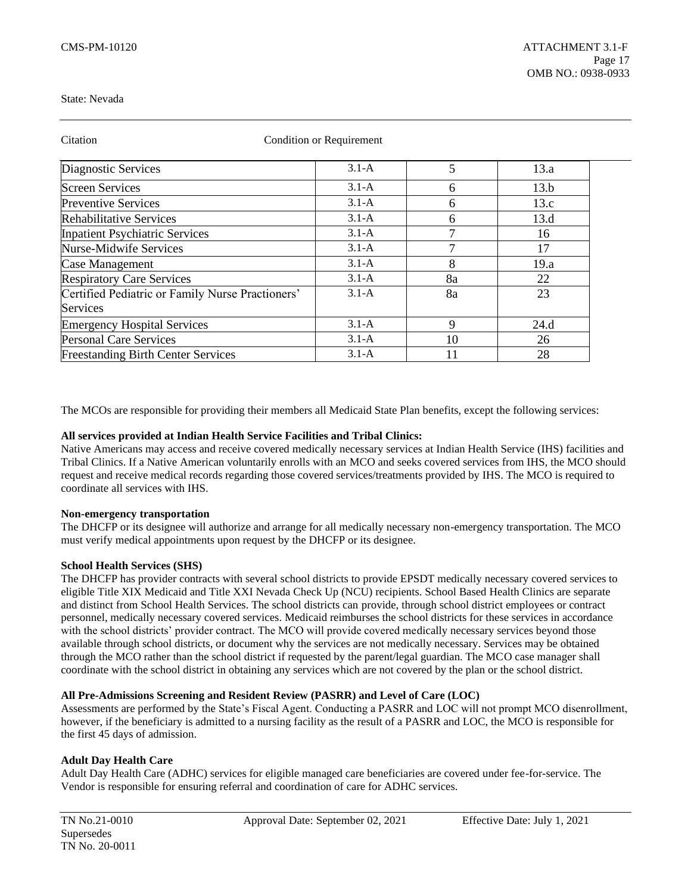State: Nevada

Citation Condition or Requirement

| | | | |
|---|---|---|---|
| Diagnostic Services | 3.1-A | 5 | 13.a |
| Screen Services | 3.1-A | 6 | 13.b |
| Preventive Services | 3.1-A | 6 | 13.c |
| Rehabilitative Services | 3.1-A | 6 | 13.d |
| Inpatient Psychiatric Services | 3.1-A | 7 | 16 |
| Nurse-Midwife Services | 3.1-A | 7 | 17 |
| Case Management | 3.1-A | 8 | 19.a |
| Respiratory Care Services | 3.1-A | 8a | 22 |
| Certified Pediatric or Family Nurse Practioners' Services | 3.1-A | 8a | 23 |
| Emergency Hospital Services | 3.1-A | 9 | 24.d |
| Personal Care Services | 3.1-A | 10 | 26 |
| Freestanding Birth Center Services | 3.1-A | 11 | 28 |

The MCOs are responsible for providing their members all Medicaid State Plan benefits, except the following services:

**All services provided at Indian Health Service Facilities and Tribal Clinics:**
Native Americans may access and receive covered medically necessary services at Indian Health Service (IHS) facilities and Tribal Clinics. If a Native American voluntarily enrolls with an MCO and seeks covered services from IHS, the MCO should request and receive medical records regarding those covered services/treatments provided by IHS. The MCO is required to coordinate all services with IHS.

**Non-emergency transportation**
The DHCFP or its designee will authorize and arrange for all medically necessary non-emergency transportation. The MCO must verify medical appointments upon request by the DHCFP or its designee.

**School Health Services (SHS)**
The DHCFP has provider contracts with several school districts to provide EPSDT medically necessary covered services to eligible Title XIX Medicaid and Title XXI Nevada Check Up (NCU) recipients. School Based Health Clinics are separate and distinct from School Health Services. The school districts can provide, through school district employees or contract personnel, medically necessary covered services. Medicaid reimburses the school districts for these services in accordance with the school districts' provider contract. The MCO will provide covered medically necessary services beyond those available through school districts, or document why the services are not medically necessary. Services may be obtained through the MCO rather than the school district if requested by the parent/legal guardian. The MCO case manager shall coordinate with the school district in obtaining any services which are not covered by the plan or the school district.

**All Pre-Admissions Screening and Resident Review (PASRR) and Level of Care (LOC)**
Assessments are performed by the State's Fiscal Agent. Conducting a PASRR and LOC will not prompt MCO disenrollment, however, if the beneficiary is admitted to a nursing facility as the result of a PASRR and LOC, the MCO is responsible for the first 45 days of admission.

**Adult Day Health Care**
Adult Day Health Care (ADHC) services for eligible managed care beneficiaries are covered under fee-for-service. The Vendor is responsible for ensuring referral and coordination of care for ADHC services.

TN No.21-0010 Approval Date: September 02, 2021 Effective Date: July 1, 2021
Supersedes
TN No. 20-0011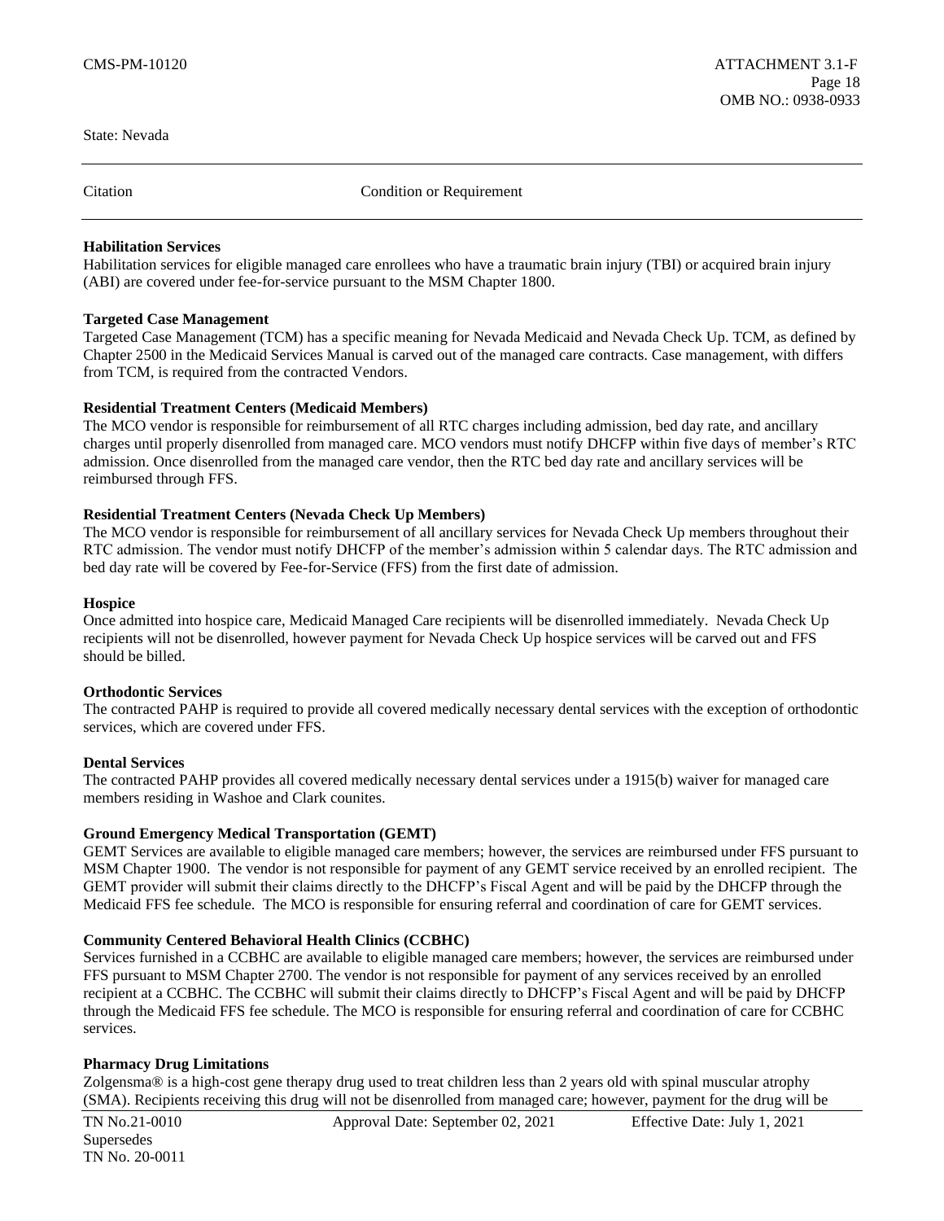State: Nevada

| Citation | Condition or Requirement |
|---|---|

**Habilitation Services**
Habilitation services for eligible managed care enrollees who have a traumatic brain injury (TBI) or acquired brain injury (ABI) are covered under fee-for-service pursuant to the MSM Chapter 1800.

**Targeted Case Management**
Targeted Case Management (TCM) has a specific meaning for Nevada Medicaid and Nevada Check Up. TCM, as defined by Chapter 2500 in the Medicaid Services Manual is carved out of the managed care contracts. Case management, with differs from TCM, is required from the contracted Vendors.

**Residential Treatment Centers (Medicaid Members)**
The MCO vendor is responsible for reimbursement of all RTC charges including admission, bed day rate, and ancillary charges until properly disenrolled from managed care. MCO vendors must notify DHCFP within five days of member's RTC admission. Once disenrolled from the managed care vendor, then the RTC bed day rate and ancillary services will be reimbursed through FFS.

**Residential Treatment Centers (Nevada Check Up Members)**
The MCO vendor is responsible for reimbursement of all ancillary services for Nevada Check Up members throughout their RTC admission. The vendor must notify DHCFP of the member's admission within 5 calendar days. The RTC admission and bed day rate will be covered by Fee-for-Service (FFS) from the first date of admission.

**Hospice**
Once admitted into hospice care, Medicaid Managed Care recipients will be disenrolled immediately. Nevada Check Up recipients will not be disenrolled, however payment for Nevada Check Up hospice services will be carved out and FFS should be billed.

**Orthodontic Services**
The contracted PAHP is required to provide all covered medically necessary dental services with the exception of orthodontic services, which are covered under FFS.

**Dental Services**
The contracted PAHP provides all covered medically necessary dental services under a 1915(b) waiver for managed care members residing in Washoe and Clark counites.

**Ground Emergency Medical Transportation (GEMT)**
GEMT Services are available to eligible managed care members; however, the services are reimbursed under FFS pursuant to MSM Chapter 1900. The vendor is not responsible for payment of any GEMT service received by an enrolled recipient. The GEMT provider will submit their claims directly to the DHCFP's Fiscal Agent and will be paid by the DHCFP through the Medicaid FFS fee schedule. The MCO is responsible for ensuring referral and coordination of care for GEMT services.

**Community Centered Behavioral Health Clinics (CCBHC)**
Services furnished in a CCBHC are available to eligible managed care members; however, the services are reimbursed under FFS pursuant to MSM Chapter 2700. The vendor is not responsible for payment of any services received by an enrolled recipient at a CCBHC. The CCBHC will submit their claims directly to DHCFP's Fiscal Agent and will be paid by DHCFP through the Medicaid FFS fee schedule. The MCO is responsible for ensuring referral and coordination of care for CCBHC services.

**Pharmacy Drug Limitations**
Zolgensma® is a high-cost gene therapy drug used to treat children less than 2 years old with spinal muscular atrophy (SMA). Recipients receiving this drug will not be disenrolled from managed care; however, payment for the drug will be

TN No.21-0010 Approval Date: September 02, 2021 Effective Date: July 1, 2021
Supersedes
TN No. 20-0011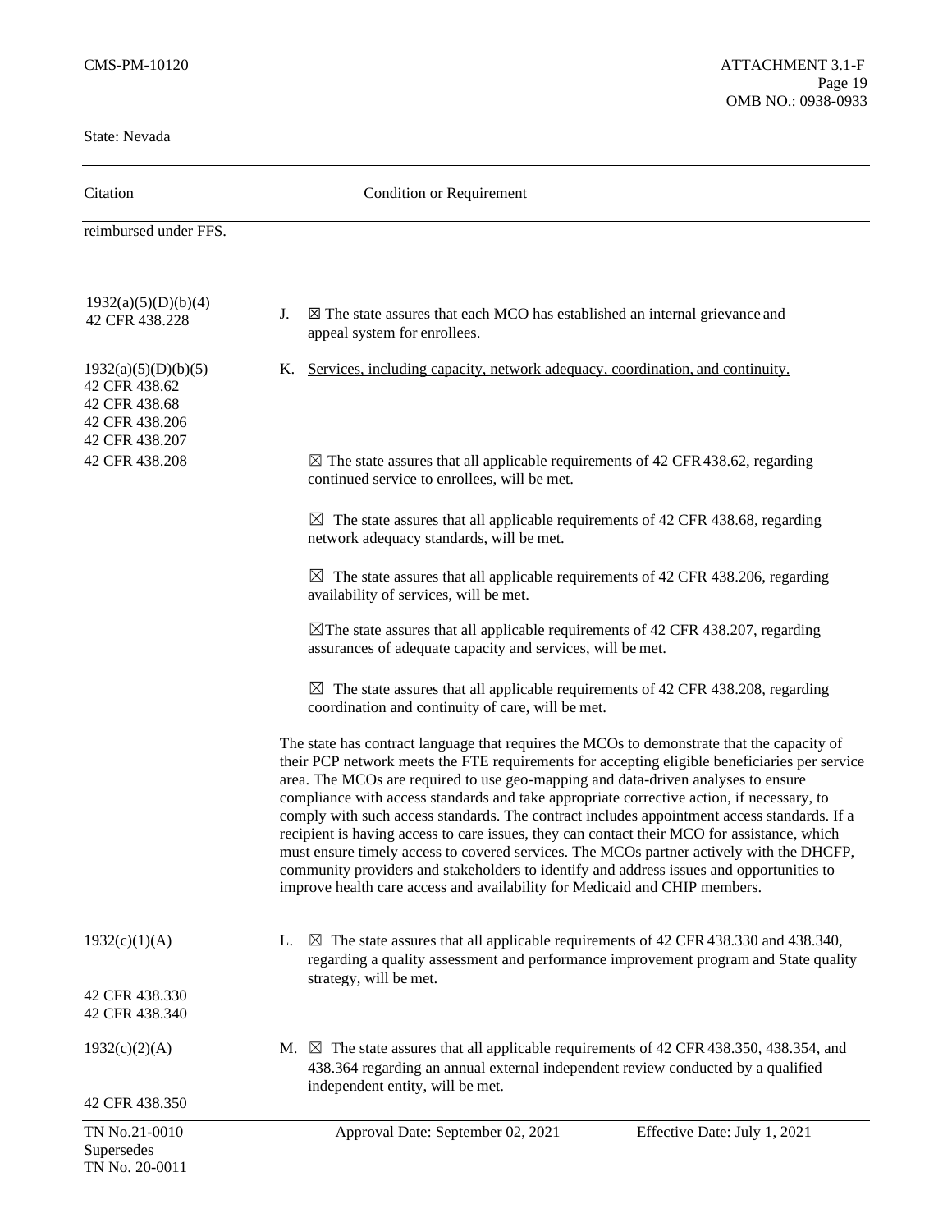State: Nevada

| Citation | Condition or Requirement |
|---|---|
| reimbursed under FFS. | |
| 1932(a)(5)(D)(b)(4)<br>42 CFR 438.228 | J. ☒ The state assures that each MCO has established an internal grievance and appeal system for enrollees. |
| 1932(a)(5)(D)(b)(5)<br>42 CFR 438.62<br>42 CFR 438.68<br>42 CFR 438.206<br>42 CFR 438.207<br>42 CFR 438.208 | K. <u>Services, including capacity, network adequacy, coordination, and continuity.</u><br><br>☒ The state assures that all applicable requirements of 42 CFR 438.62, regarding continued service to enrollees, will be met.<br><br>☒ The state assures that all applicable requirements of 42 CFR 438.68, regarding network adequacy standards, will be met.<br><br>☒ The state assures that all applicable requirements of 42 CFR 438.206, regarding availability of services, will be met.<br><br>☒The state assures that all applicable requirements of 42 CFR 438.207, regarding assurances of adequate capacity and services, will be met.<br><br>☒ The state assures that all applicable requirements of 42 CFR 438.208, regarding coordination and continuity of care, will be met.<br><br>The state has contract language that requires the MCOs to demonstrate that the capacity of their PCP network meets the FTE requirements for accepting eligible beneficiaries per service area. The MCOs are required to use geo-mapping and data-driven analyses to ensure compliance with access standards and take appropriate corrective action, if necessary, to comply with such access standards. The contract includes appointment access standards. If a recipient is having access to care issues, they can contact their MCO for assistance, which must ensure timely access to covered services. The MCOs partner actively with the DHCFP, community providers and stakeholders to identify and address issues and opportunities to improve health care access and availability for Medicaid and CHIP members. |
| 1932(c)(1)(A)<br><br>42 CFR 438.330<br>42 CFR 438.340 | L. ☒ The state assures that all applicable requirements of 42 CFR 438.330 and 438.340, regarding a quality assessment and performance improvement program and State quality strategy, will be met. |
| 1932(c)(2)(A)<br><br>42 CFR 438.350 | M. ☒ The state assures that all applicable requirements of 42 CFR 438.350, 438.354, and 438.364 regarding an annual external independent review conducted by a qualified independent entity, will be met. |

TN No.21-0010
Supersedes
TN No. 20-0011

Approval Date: September 02, 2021 Effective Date: July 1, 2021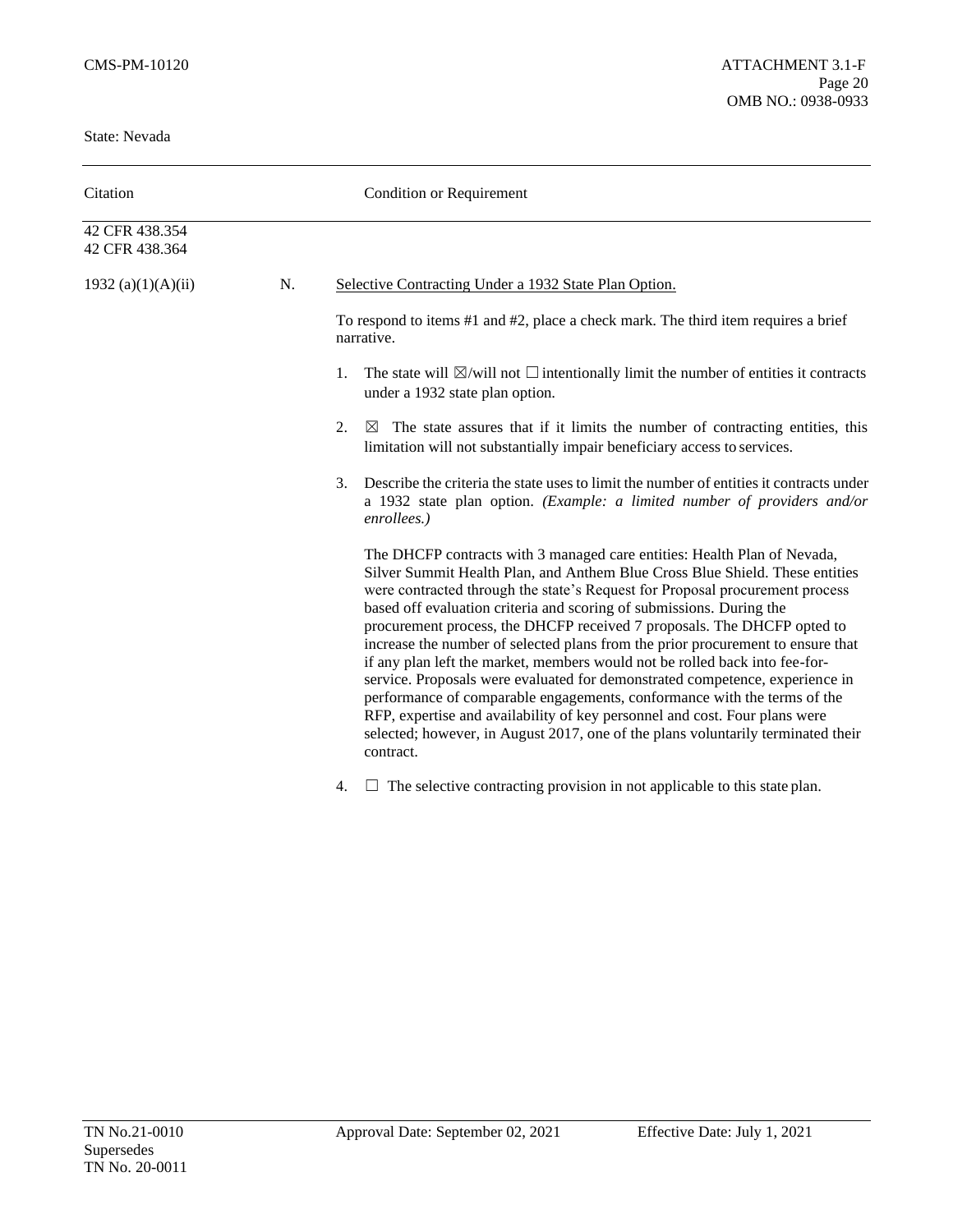State: Nevada

| Citation | | Condition or Requirement |
|---|---|---|
| 42 CFR 438.354<br>42 CFR 438.364 | | |
| 1932 (a)(1)(A)(ii) | N. | Selective Contracting Under a 1932 State Plan Option. |

To respond to items #1 and #2, place a check mark. The third item requires a brief narrative.

1. The state will ☒/will not ☐ intentionally limit the number of entities it contracts under a 1932 state plan option.

2. ☒ The state assures that if it limits the number of contracting entities, this limitation will not substantially impair beneficiary access to services.

3. Describe the criteria the state uses to limit the number of entities it contracts under a 1932 state plan option. *(Example: a limited number of providers and/or enrollees.)*

   The DHCFP contracts with 3 managed care entities: Health Plan of Nevada, Silver Summit Health Plan, and Anthem Blue Cross Blue Shield. These entities were contracted through the state's Request for Proposal procurement process based off evaluation criteria and scoring of submissions. During the procurement process, the DHCFP received 7 proposals. The DHCFP opted to increase the number of selected plans from the prior procurement to ensure that if any plan left the market, members would not be rolled back into fee-for-service. Proposals were evaluated for demonstrated competence, experience in performance of comparable engagements, conformance with the terms of the RFP, expertise and availability of key personnel and cost. Four plans were selected; however, in August 2017, one of the plans voluntarily terminated their contract.

4. ☐ The selective contracting provision in not applicable to this state plan.

TN No.21-0010 Supersedes TN No. 20-0011 | Approval Date: September 02, 2021 | Effective Date: July 1, 2021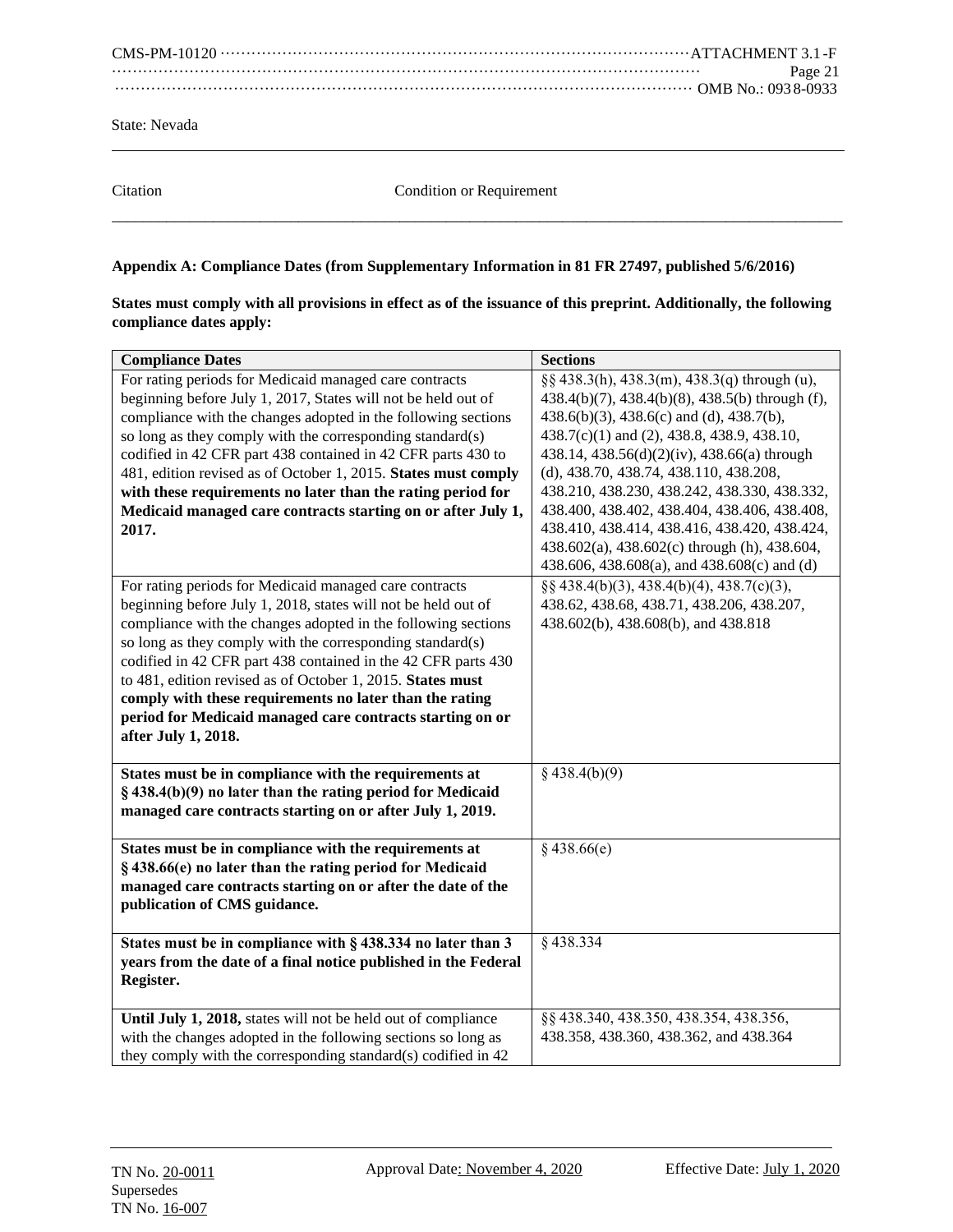State: Nevada

Citation | Condition or Requirement

**Appendix A: Compliance Dates (from Supplementary Information in 81 FR 27497, published 5/6/2016)**

**States must comply with all provisions in effect as of the issuance of this preprint. Additionally, the following compliance dates apply:**

| Compliance Dates | Sections |
|---|---|
| For rating periods for Medicaid managed care contracts beginning before July 1, 2017, States will not be held out of compliance with the changes adopted in the following sections so long as they comply with the corresponding standard(s) codified in 42 CFR part 438 contained in 42 CFR parts 430 to 481, edition revised as of October 1, 2015. **States must comply with these requirements no later than the rating period for Medicaid managed care contracts starting on or after July 1, 2017.** | §§ 438.3(h), 438.3(m), 438.3(q) through (u), 438.4(b)(7), 438.4(b)(8), 438.5(b) through (f), 438.6(b)(3), 438.6(c) and (d), 438.7(b), 438.7(c)(1) and (2), 438.8, 438.9, 438.10, 438.14, 438.56(d)(2)(iv), 438.66(a) through (d), 438.70, 438.74, 438.110, 438.208, 438.210, 438.230, 438.242, 438.330, 438.332, 438.400, 438.402, 438.404, 438.406, 438.408, 438.410, 438.414, 438.416, 438.420, 438.424, 438.602(a), 438.602(c) through (h), 438.604, 438.606, 438.608(a), and 438.608(c) and (d) |
| For rating periods for Medicaid managed care contracts beginning before July 1, 2018, states will not be held out of compliance with the changes adopted in the following sections so long as they comply with the corresponding standard(s) codified in 42 CFR part 438 contained in the 42 CFR parts 430 to 481, edition revised as of October 1, 2015. **States must comply with these requirements no later than the rating period for Medicaid managed care contracts starting on or after July 1, 2018.** | §§ 438.4(b)(3), 438.4(b)(4), 438.7(c)(3), 438.62, 438.68, 438.71, 438.206, 438.207, 438.602(b), 438.608(b), and 438.818 |
| **States must be in compliance with the requirements at § 438.4(b)(9) no later than the rating period for Medicaid managed care contracts starting on or after July 1, 2019.** | § 438.4(b)(9) |
| **States must be in compliance with the requirements at § 438.66(e) no later than the rating period for Medicaid managed care contracts starting on or after the date of the publication of CMS guidance.** | § 438.66(e) |
| **States must be in compliance with § 438.334 no later than 3 years from the date of a final notice published in the Federal Register.** | § 438.334 |
| **Until July 1, 2018,** states will not be held out of compliance with the changes adopted in the following sections so long as they comply with the corresponding standard(s) codified in 42 | §§ 438.340, 438.350, 438.354, 438.356, 438.358, 438.360, 438.362, and 438.364 |

TN No. 20-0011
Supersedes
TN No. 16-007

Approval Date: November 4, 2020

Effective Date: July 1, 2020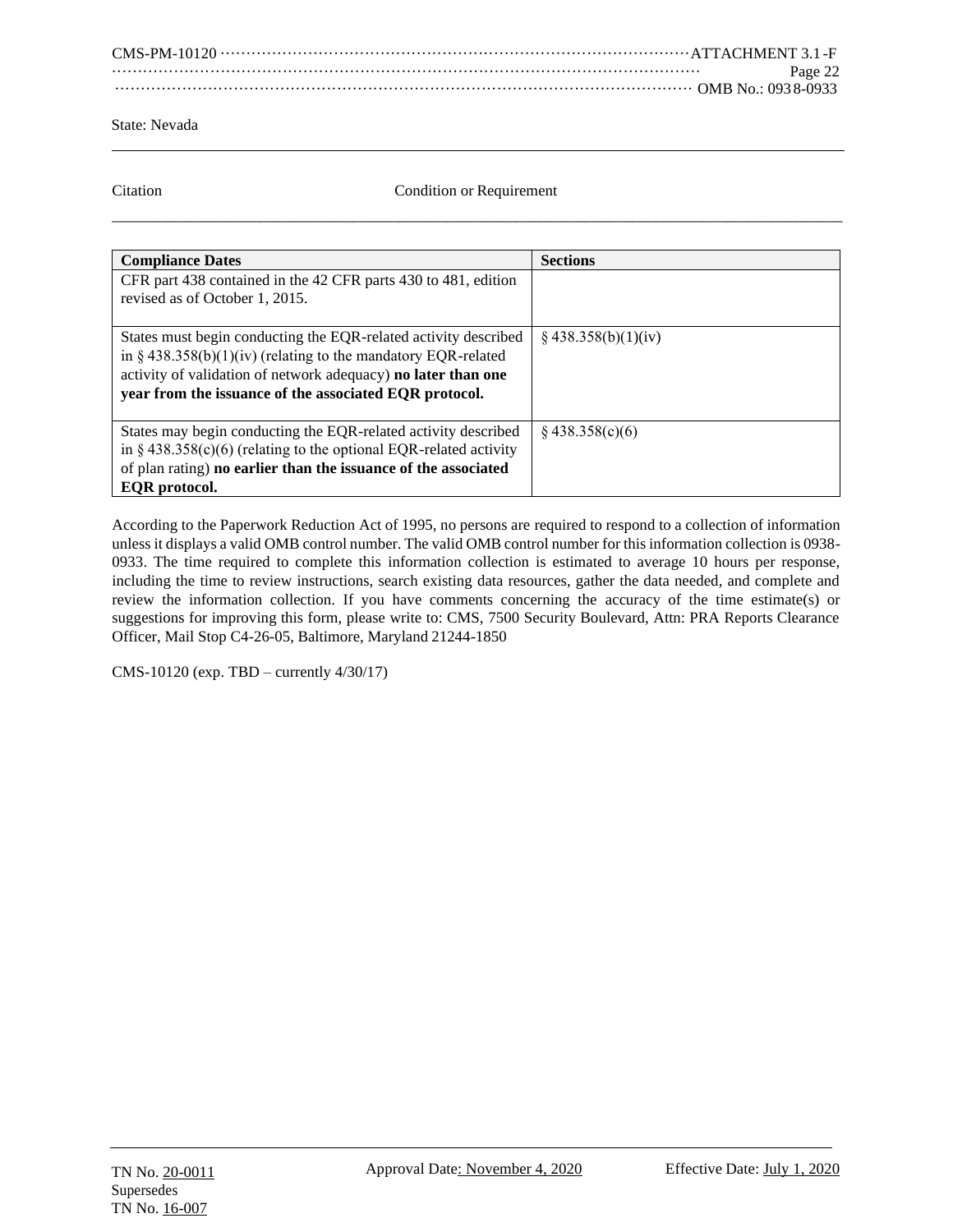State: Nevada

Citation Condition or Requirement

| Compliance Dates | Sections |
|---|---|
| CFR part 438 contained in the 42 CFR parts 430 to 481, edition revised as of October 1, 2015. | |
| States must begin conducting the EQR-related activity described in § 438.358(b)(1)(iv) (relating to the mandatory EQR-related activity of validation of network adequacy) **no later than one year from the issuance of the associated EQR protocol.** | § 438.358(b)(1)(iv) |
| States may begin conducting the EQR-related activity described in § 438.358(c)(6) (relating to the optional EQR-related activity of plan rating) **no earlier than the issuance of the associated EQR protocol.** | § 438.358(c)(6) |

According to the Paperwork Reduction Act of 1995, no persons are required to respond to a collection of information unless it displays a valid OMB control number. The valid OMB control number for this information collection is 0938-0933. The time required to complete this information collection is estimated to average 10 hours per response, including the time to review instructions, search existing data resources, gather the data needed, and complete and review the information collection. If you have comments concerning the accuracy of the time estimate(s) or suggestions for improving this form, please write to: CMS, 7500 Security Boulevard, Attn: PRA Reports Clearance Officer, Mail Stop C4-26-05, Baltimore, Maryland 21244-1850

CMS-10120 (exp. TBD – currently 4/30/17)

TN No. 20-0011
Supersedes
TN No. 16-007

Approval Date: November 4, 2020

Effective Date: July 1, 2020